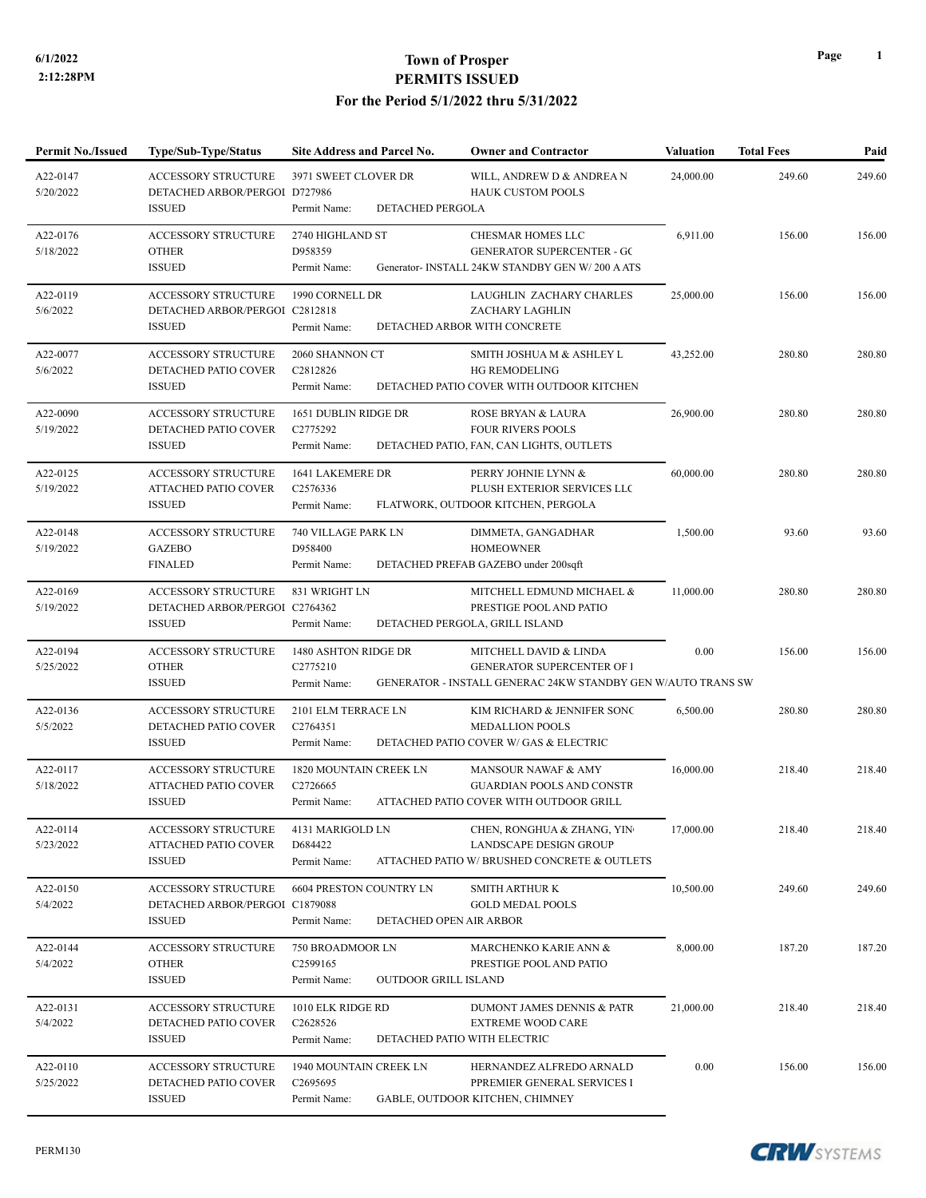# Town of Prosper
## PERMITS ISSUED
### For the Period 5/1/2022 thru 5/31/2022

6/1/2022
2:12:28PM

| Permit No./Issued | Type/Sub-Type/Status | Site Address and Parcel No. | Owner and Contractor | Valuation | Total Fees | Paid |
|---|---|---|---|---|---|---|
| A22-0147<br>5/20/2022 | ACCESSORY STRUCTURE<br>DETACHED ARBOR/PERGOI<br>ISSUED | 3971 SWEET CLOVER DR<br>D727986<br>Permit Name: DETACHED PERGOLA | WILL, ANDREW D & ANDREA N<br>HAUK CUSTOM POOLS | 24,000.00 | 249.60 | 249.60 |
| A22-0176<br>5/18/2022 | ACCESSORY STRUCTURE<br>OTHER<br>ISSUED | 2740 HIGHLAND ST<br>D958359<br>Permit Name: Generator- INSTALL 24KW STANDBY GEN W/ 200 A ATS | CHESMAR HOMES LLC<br>GENERATOR SUPERCENTER - GC | 6,911.00 | 156.00 | 156.00 |
| A22-0119<br>5/6/2022 | ACCESSORY STRUCTURE<br>DETACHED ARBOR/PERGOI<br>ISSUED | 1990 CORNELL DR<br>C2812818<br>Permit Name: DETACHED ARBOR WITH CONCRETE | LAUGHLIN ZACHARY CHARLES<br>ZACHARY LAGHLIN | 25,000.00 | 156.00 | 156.00 |
| A22-0077<br>5/6/2022 | ACCESSORY STRUCTURE<br>DETACHED PATIO COVER<br>ISSUED | 2060 SHANNON CT<br>C2812826<br>Permit Name: DETACHED PATIO COVER WITH OUTDOOR KITCHEN | SMITH JOSHUA M & ASHLEY L<br>HG REMODELING | 43,252.00 | 280.80 | 280.80 |
| A22-0090<br>5/19/2022 | ACCESSORY STRUCTURE<br>DETACHED PATIO COVER<br>ISSUED | 1651 DUBLIN RIDGE DR<br>C2775292<br>Permit Name: DETACHED PATIO, FAN, CAN LIGHTS, OUTLETS | ROSE BRYAN & LAURA<br>FOUR RIVERS POOLS | 26,900.00 | 280.80 | 280.80 |
| A22-0125<br>5/19/2022 | ACCESSORY STRUCTURE<br>ATTACHED PATIO COVER<br>ISSUED | 1641 LAKEMERE DR<br>C2576336<br>Permit Name: FLATWORK, OUTDOOR KITCHEN, PERGOLA | PERRY JOHNIE LYNN &<br>PLUSH EXTERIOR SERVICES LLC | 60,000.00 | 280.80 | 280.80 |
| A22-0148<br>5/19/2022 | ACCESSORY STRUCTURE<br>GAZEBO<br>FINALED | 740 VILLAGE PARK LN<br>D958400<br>Permit Name: DETACHED PREFAB GAZEBO under 200sqft | DIMMETA, GANGADHAR<br>HOMEOWNER | 1,500.00 | 93.60 | 93.60 |
| A22-0169<br>5/19/2022 | ACCESSORY STRUCTURE<br>DETACHED ARBOR/PERGOI<br>ISSUED | 831 WRIGHT LN<br>C2764362<br>Permit Name: DETACHED PERGOLA, GRILL ISLAND | MITCHELL EDMUND MICHAEL &<br>PRESTIGE POOL AND PATIO | 11,000.00 | 280.80 | 280.80 |
| A22-0194<br>5/25/2022 | ACCESSORY STRUCTURE<br>OTHER<br>ISSUED | 1480 ASHTON RIDGE DR<br>C2775210<br>Permit Name: GENERATOR - INSTALL GENERAC 24KW STANDBY GEN W/AUTO TRANS SW | MITCHELL DAVID & LINDA<br>GENERATOR SUPERCENTER OF I | 0.00 | 156.00 | 156.00 |
| A22-0136<br>5/5/2022 | ACCESSORY STRUCTURE<br>DETACHED PATIO COVER<br>ISSUED | 2101 ELM TERRACE LN<br>C2764351<br>Permit Name: DETACHED PATIO COVER W/ GAS & ELECTRIC | KIM RICHARD & JENNIFER SONC<br>MEDALLION POOLS | 6,500.00 | 280.80 | 280.80 |
| A22-0117<br>5/18/2022 | ACCESSORY STRUCTURE<br>ATTACHED PATIO COVER<br>ISSUED | 1820 MOUNTAIN CREEK LN<br>C2726665<br>Permit Name: ATTACHED PATIO COVER WITH OUTDOOR GRILL | MANSOUR NAWAF & AMY<br>GUARDIAN POOLS AND CONSTR | 16,000.00 | 218.40 | 218.40 |
| A22-0114<br>5/23/2022 | ACCESSORY STRUCTURE<br>ATTACHED PATIO COVER<br>ISSUED | 4131 MARIGOLD LN<br>D684422<br>Permit Name: ATTACHED PATIO W/ BRUSHED CONCRETE & OUTLETS | CHEN, RONGHUA & ZHANG, YIN<br>LANDSCAPE DESIGN GROUP | 17,000.00 | 218.40 | 218.40 |
| A22-0150<br>5/4/2022 | ACCESSORY STRUCTURE<br>DETACHED ARBOR/PERGOI<br>ISSUED | 6604 PRESTON COUNTRY LN<br>C1879088<br>Permit Name: DETACHED OPEN AIR ARBOR | SMITH ARTHUR K<br>GOLD MEDAL POOLS | 10,500.00 | 249.60 | 249.60 |
| A22-0144<br>5/4/2022 | ACCESSORY STRUCTURE<br>OTHER<br>ISSUED | 750 BROADMOOR LN<br>C2599165<br>Permit Name: OUTDOOR GRILL ISLAND | MARCHENKO KARIE ANN &<br>PRESTIGE POOL AND PATIO | 8,000.00 | 187.20 | 187.20 |
| A22-0131<br>5/4/2022 | ACCESSORY STRUCTURE<br>DETACHED PATIO COVER<br>ISSUED | 1010 ELK RIDGE RD<br>C2628526<br>Permit Name: DETACHED PATIO WITH ELECTRIC | DUMONT JAMES DENNIS & PATR<br>EXTREME WOOD CARE | 21,000.00 | 218.40 | 218.40 |
| A22-0110<br>5/25/2022 | ACCESSORY STRUCTURE<br>DETACHED PATIO COVER<br>ISSUED | 1940 MOUNTAIN CREEK LN<br>C2695695<br>Permit Name: GABLE, OUTDOOR KITCHEN, CHIMNEY | HERNANDEZ ALFREDO ARNALD<br>PPREMIER GENERAL SERVICES I | 0.00 | 156.00 | 156.00 |

PERM130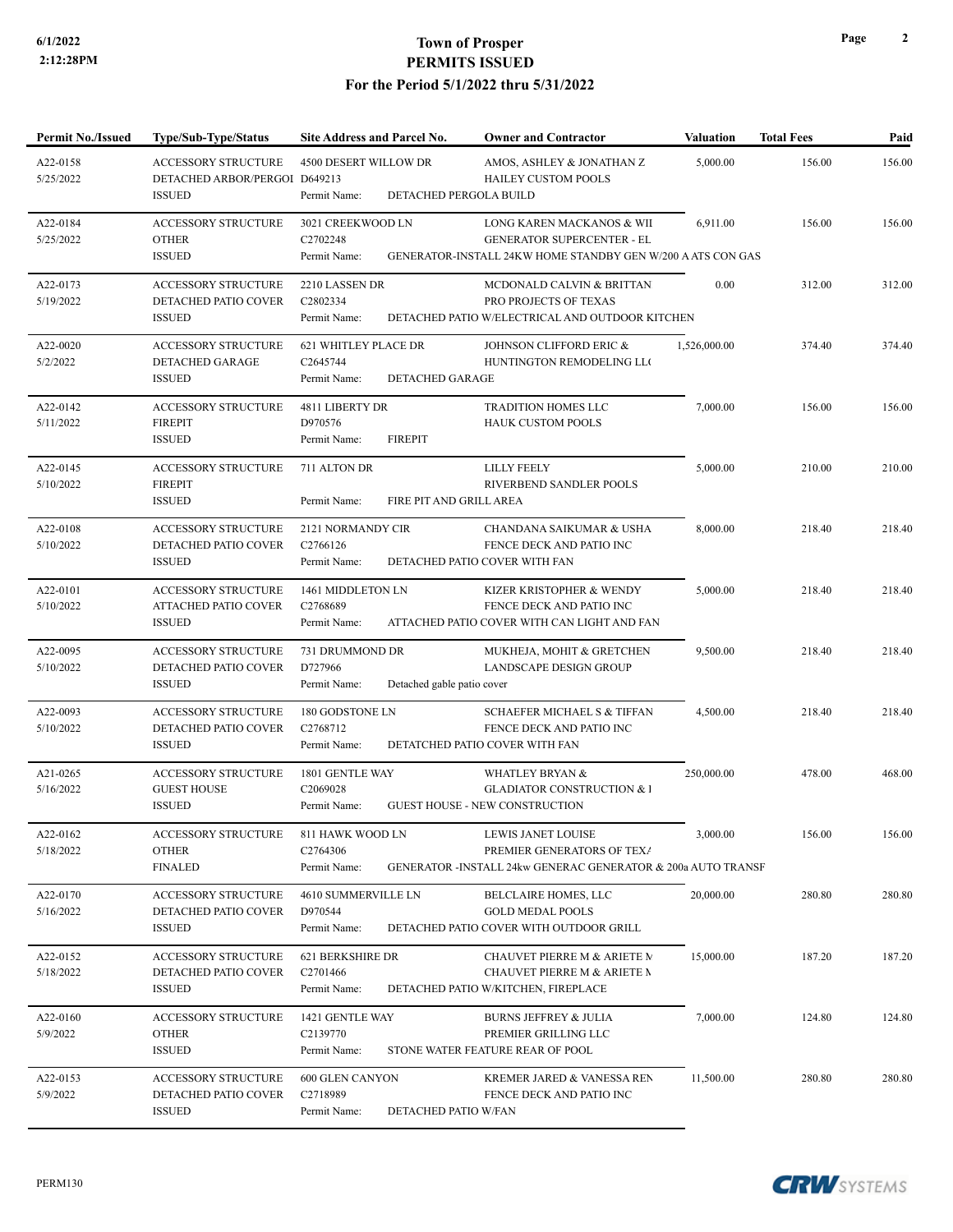# Town of Prosper
## PERMITS ISSUED
### For the Period 5/1/2022 thru 5/31/2022

6/1/2022
2:12:28PM

| Permit No./Issued | Type/Sub-Type/Status | Site Address and Parcel No. | Owner and Contractor | Valuation | Total Fees | Paid |
|---|---|---|---|---|---|---|
| A22-0158<br>5/25/2022 | ACCESSORY STRUCTURE<br>DETACHED ARBOR/PERGOL<br>ISSUED | 4500 DESERT WILLOW DR<br>D649213<br>Permit Name: DETACHED PERGOLA BUILD | AMOS, ASHLEY & JONATHAN Z<br>HAILEY CUSTOM POOLS | 5,000.00 | 156.00 | 156.00 |
| A22-0184<br>5/25/2022 | ACCESSORY STRUCTURE<br>OTHER<br>ISSUED | 3021 CREEKWOOD LN<br>C2702248<br>Permit Name: GENERATOR-INSTALL 24KW HOME STANDBY GEN W/200 A ATS CON GAS | LONG KAREN MACKANOS & WII<br>GENERATOR SUPERCENTER - EL | 6,911.00 | 156.00 | 156.00 |
| A22-0173<br>5/19/2022 | ACCESSORY STRUCTURE<br>DETACHED PATIO COVER<br>ISSUED | 2210 LASSEN DR<br>C2802334<br>Permit Name: DETACHED PATIO W/ELECTRICAL AND OUTDOOR KITCHEN | MCDONALD CALVIN & BRITTAN<br>PRO PROJECTS OF TEXAS | 0.00 | 312.00 | 312.00 |
| A22-0020<br>5/2/2022 | ACCESSORY STRUCTURE<br>DETACHED GARAGE<br>ISSUED | 621 WHITLEY PLACE DR<br>C2645744<br>Permit Name: DETACHED GARAGE | JOHNSON CLIFFORD ERIC &<br>HUNTINGTON REMODELING LL( | 1,526,000.00 | 374.40 | 374.40 |
| A22-0142<br>5/11/2022 | ACCESSORY STRUCTURE<br>FIREPIT<br>ISSUED | 4811 LIBERTY DR<br>D970576<br>Permit Name: FIREPIT | TRADITION HOMES LLC<br>HAUK CUSTOM POOLS | 7,000.00 | 156.00 | 156.00 |
| A22-0145<br>5/10/2022 | ACCESSORY STRUCTURE<br>FIREPIT<br>ISSUED | 711 ALTON DR<br>Permit Name: FIRE PIT AND GRILL AREA | LILLY FEELY<br>RIVERBEND SANDLER POOLS | 5,000.00 | 210.00 | 210.00 |
| A22-0108<br>5/10/2022 | ACCESSORY STRUCTURE<br>DETACHED PATIO COVER<br>ISSUED | 2121 NORMANDY CIR<br>C2766126<br>Permit Name: DETACHED PATIO COVER WITH FAN | CHANDANA SAIKUMAR & USHA<br>FENCE DECK AND PATIO INC | 8,000.00 | 218.40 | 218.40 |
| A22-0101<br>5/10/2022 | ACCESSORY STRUCTURE<br>ATTACHED PATIO COVER<br>ISSUED | 1461 MIDDLETON LN<br>C2768689<br>Permit Name: ATTACHED PATIO COVER WITH CAN LIGHT AND FAN | KIZER KRISTOPHER & WENDY<br>FENCE DECK AND PATIO INC | 5,000.00 | 218.40 | 218.40 |
| A22-0095<br>5/10/2022 | ACCESSORY STRUCTURE<br>DETACHED PATIO COVER<br>ISSUED | 731 DRUMMOND DR<br>D727966<br>Permit Name: Detached gable patio cover | MUKHEJA, MOHIT & GRETCHEN<br>LANDSCAPE DESIGN GROUP | 9,500.00 | 218.40 | 218.40 |
| A22-0093<br>5/10/2022 | ACCESSORY STRUCTURE<br>DETACHED PATIO COVER<br>ISSUED | 180 GODSTONE LN<br>C2768712<br>Permit Name: DETATCHED PATIO COVER WITH FAN | SCHAEFER MICHAEL S & TIFFAN<br>FENCE DECK AND PATIO INC | 4,500.00 | 218.40 | 218.40 |
| A21-0265<br>5/16/2022 | ACCESSORY STRUCTURE<br>GUEST HOUSE<br>ISSUED | 1801 GENTLE WAY<br>C2069028<br>Permit Name: GUEST HOUSE - NEW CONSTRUCTION | WHATLEY BRYAN &<br>GLADIATOR CONSTRUCTION & I | 250,000.00 | 478.00 | 468.00 |
| A22-0162<br>5/18/2022 | ACCESSORY STRUCTURE<br>OTHER<br>FINALED | 811 HAWK WOOD LN<br>C2764306<br>Permit Name: GENERATOR -INSTALL 24kw GENERAC GENERATOR & 200a AUTO TRANSF | LEWIS JANET LOUISE<br>PREMIER GENERATORS OF TEX/ | 3,000.00 | 156.00 | 156.00 |
| A22-0170<br>5/16/2022 | ACCESSORY STRUCTURE<br>DETACHED PATIO COVER<br>ISSUED | 4610 SUMMERVILLE LN<br>D970544<br>Permit Name: DETACHED PATIO COVER WITH OUTDOOR GRILL | BELCLAIRE HOMES, LLC<br>GOLD MEDAL POOLS | 20,000.00 | 280.80 | 280.80 |
| A22-0152<br>5/18/2022 | ACCESSORY STRUCTURE<br>DETACHED PATIO COVER<br>ISSUED | 621 BERKSHIRE DR<br>C2701466<br>Permit Name: DETACHED PATIO W/KITCHEN, FIREPLACE | CHAUVET PIERRE M & ARIETE N<br>CHAUVET PIERRE M & ARIETE N | 15,000.00 | 187.20 | 187.20 |
| A22-0160<br>5/9/2022 | ACCESSORY STRUCTURE<br>OTHER<br>ISSUED | 1421 GENTLE WAY<br>C2139770<br>Permit Name: STONE WATER FEATURE REAR OF POOL | BURNS JEFFREY & JULIA<br>PREMIER GRILLING LLC | 7,000.00 | 124.80 | 124.80 |
| A22-0153<br>5/9/2022 | ACCESSORY STRUCTURE<br>DETACHED PATIO COVER<br>ISSUED | 600 GLEN CANYON<br>C2718989<br>Permit Name: DETACHED PATIO W/FAN | KREMER JARED & VANESSA REN<br>FENCE DECK AND PATIO INC | 11,500.00 | 280.80 | 280.80 |

PERM130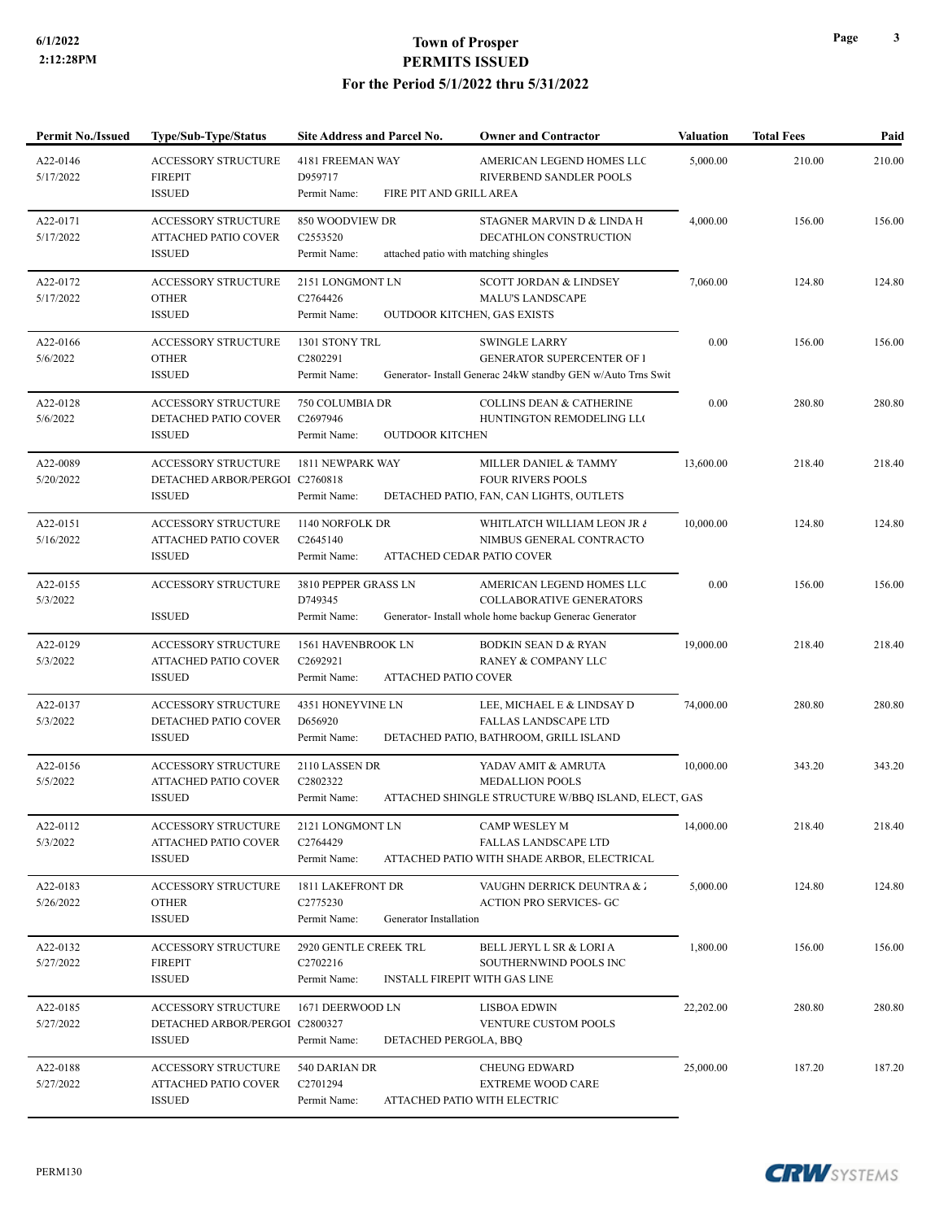# Town of Prosper
## PERMITS ISSUED
### For the Period 5/1/2022 thru 5/31/2022

| Permit No./Issued | Type/Sub-Type/Status | Site Address and Parcel No. | Owner and Contractor | Valuation | Total Fees | Paid |
|---|---|---|---|---|---|---|
| A22-0146<br>5/17/2022 | ACCESSORY STRUCTURE<br>FIREPIT<br>ISSUED | 4181 FREEMAN WAY<br>D959717<br>Permit Name: FIRE PIT AND GRILL AREA | AMERICAN LEGEND HOMES LLC<br>RIVERBEND SANDLER POOLS | 5,000.00 | 210.00 | 210.00 |
| A22-0171<br>5/17/2022 | ACCESSORY STRUCTURE<br>ATTACHED PATIO COVER<br>ISSUED | 850 WOODVIEW DR<br>C2553520<br>Permit Name: attached patio with matching shingles | STAGNER MARVIN D & LINDA H<br>DECATHLON CONSTRUCTION | 4,000.00 | 156.00 | 156.00 |
| A22-0172<br>5/17/2022 | ACCESSORY STRUCTURE<br>OTHER<br>ISSUED | 2151 LONGMONT LN<br>C2764426<br>Permit Name: OUTDOOR KITCHEN, GAS EXISTS | SCOTT JORDAN & LINDSEY<br>MALU'S LANDSCAPE | 7,060.00 | 124.80 | 124.80 |
| A22-0166<br>5/6/2022 | ACCESSORY STRUCTURE<br>OTHER<br>ISSUED | 1301 STONY TRL<br>C2802291<br>Permit Name: Generator- Install Generac 24kW standby GEN w/Auto Trns Swit | SWINGLE LARRY<br>GENERATOR SUPERCENTER OF I | 0.00 | 156.00 | 156.00 |
| A22-0128<br>5/6/2022 | ACCESSORY STRUCTURE<br>DETACHED PATIO COVER<br>ISSUED | 750 COLUMBIA DR<br>C2697946<br>Permit Name: OUTDOOR KITCHEN | COLLINS DEAN & CATHERINE<br>HUNTINGTON REMODELING LL( | 0.00 | 280.80 | 280.80 |
| A22-0089<br>5/20/2022 | ACCESSORY STRUCTURE<br>DETACHED ARBOR/PERGOI<br>ISSUED | 1811 NEWPARK WAY<br>C2760818<br>Permit Name: DETACHED PATIO, FAN, CAN LIGHTS, OUTLETS | MILLER DANIEL & TAMMY<br>FOUR RIVERS POOLS | 13,600.00 | 218.40 | 218.40 |
| A22-0151<br>5/16/2022 | ACCESSORY STRUCTURE<br>ATTACHED PATIO COVER<br>ISSUED | 1140 NORFOLK DR<br>C2645140<br>Permit Name: ATTACHED CEDAR PATIO COVER | WHITLATCH WILLIAM LEON JR &<br>NIMBUS GENERAL CONTRACTO | 10,000.00 | 124.80 | 124.80 |
| A22-0155<br>5/3/2022 | ACCESSORY STRUCTURE<br><br>ISSUED | 3810 PEPPER GRASS LN<br>D749345<br>Permit Name: Generator- Install whole home backup Generac Generator | AMERICAN LEGEND HOMES LLC<br>COLLABORATIVE GENERATORS | 0.00 | 156.00 | 156.00 |
| A22-0129<br>5/3/2022 | ACCESSORY STRUCTURE<br>ATTACHED PATIO COVER<br>ISSUED | 1561 HAVENBROOK LN<br>C2692921<br>Permit Name: ATTACHED PATIO COVER | BODKIN SEAN D & RYAN<br>RANEY & COMPANY LLC | 19,000.00 | 218.40 | 218.40 |
| A22-0137<br>5/3/2022 | ACCESSORY STRUCTURE<br>DETACHED PATIO COVER<br>ISSUED | 4351 HONEYVINE LN<br>D656920<br>Permit Name: DETACHED PATIO, BATHROOM, GRILL ISLAND | LEE, MICHAEL E & LINDSAY D<br>FALLAS LANDSCAPE LTD | 74,000.00 | 280.80 | 280.80 |
| A22-0156<br>5/5/2022 | ACCESSORY STRUCTURE<br>ATTACHED PATIO COVER<br>ISSUED | 2110 LASSEN DR<br>C2802322<br>Permit Name: ATTACHED SHINGLE STRUCTURE W/BBQ ISLAND, ELECT, GAS | YADAV AMIT & AMRUTA<br>MEDALLION POOLS | 10,000.00 | 343.20 | 343.20 |
| A22-0112<br>5/3/2022 | ACCESSORY STRUCTURE<br>ATTACHED PATIO COVER<br>ISSUED | 2121 LONGMONT LN<br>C2764429<br>Permit Name: ATTACHED PATIO WITH SHADE ARBOR, ELECTRICAL | CAMP WESLEY M<br>FALLAS LANDSCAPE LTD | 14,000.00 | 218.40 | 218.40 |
| A22-0183<br>5/26/2022 | ACCESSORY STRUCTURE<br>OTHER<br>ISSUED | 1811 LAKEFRONT DR<br>C2775230<br>Permit Name: Generator Installation | VAUGHN DERRICK DEUNTRA & J<br>ACTION PRO SERVICES- GC | 5,000.00 | 124.80 | 124.80 |
| A22-0132<br>5/27/2022 | ACCESSORY STRUCTURE<br>FIREPIT<br>ISSUED | 2920 GENTLE CREEK TRL<br>C2702216<br>Permit Name: INSTALL FIREPIT WITH GAS LINE | BELL JERYL L SR & LORI A<br>SOUTHERNWIND POOLS INC | 1,800.00 | 156.00 | 156.00 |
| A22-0185<br>5/27/2022 | ACCESSORY STRUCTURE<br>DETACHED ARBOR/PERGOI<br>ISSUED | 1671 DEERWOOD LN<br>C2800327<br>Permit Name: DETACHED PERGOLA, BBQ | LISBOA EDWIN<br>VENTURE CUSTOM POOLS | 22,202.00 | 280.80 | 280.80 |
| A22-0188<br>5/27/2022 | ACCESSORY STRUCTURE<br>ATTACHED PATIO COVER<br>ISSUED | 540 DARIAN DR<br>C2701294<br>Permit Name: ATTACHED PATIO WITH ELECTRIC | CHEUNG EDWARD<br>EXTREME WOOD CARE | 25,000.00 | 187.20 | 187.20 |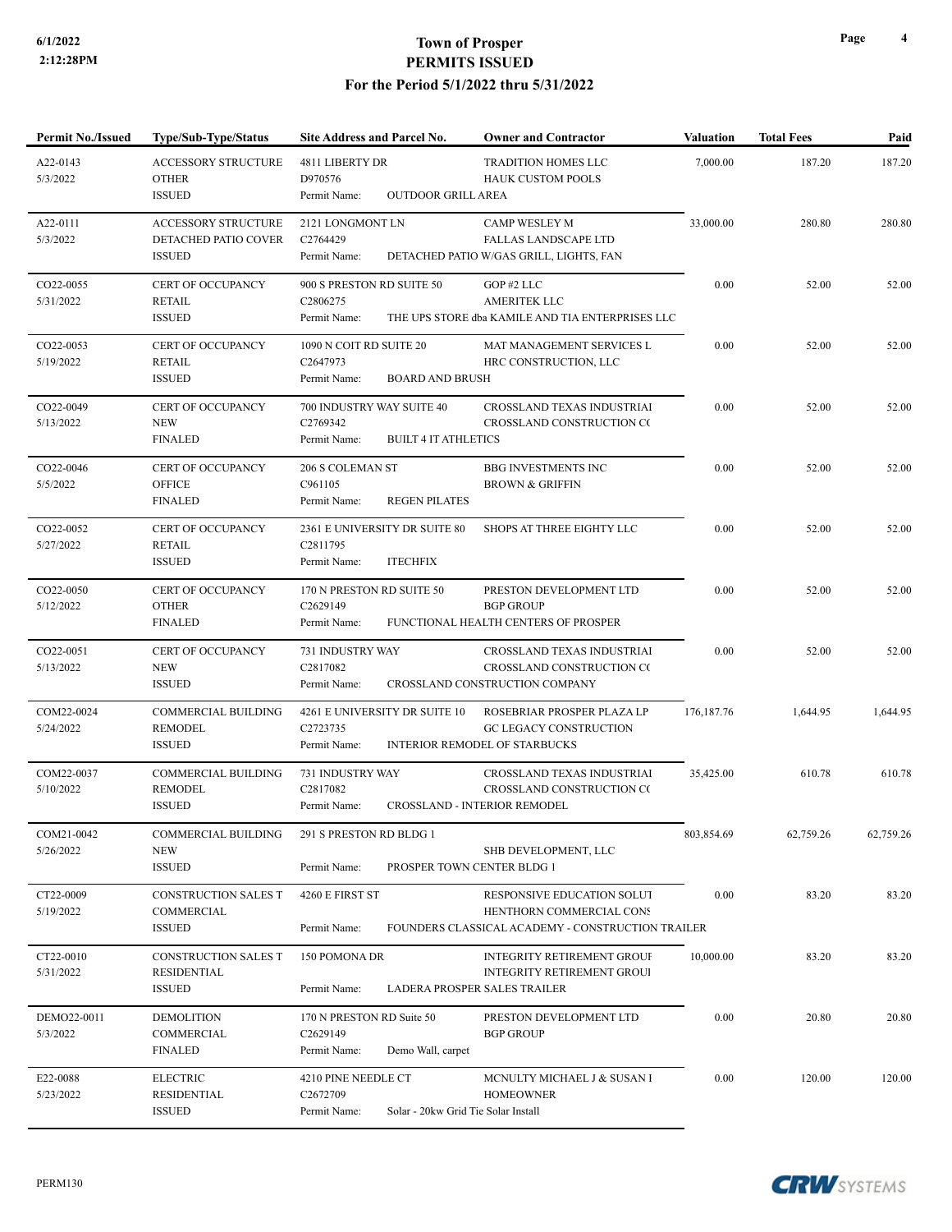# Town of Prosper
## PERMITS ISSUED
### For the Period 5/1/2022 thru 5/31/2022

| Permit No./Issued | Type/Sub-Type/Status | Site Address and Parcel No. | Owner and Contractor | Valuation | Total Fees | Paid |
|---|---|---|---|---|---|---|
| A22-0143<br>5/3/2022 | ACCESSORY STRUCTURE<br>OTHER<br>ISSUED | 4811 LIBERTY DR<br>D970576<br>Permit Name: OUTDOOR GRILL AREA | TRADITION HOMES LLC<br>HAUK CUSTOM POOLS | 7,000.00 | 187.20 | 187.20 |
| A22-0111<br>5/3/2022 | ACCESSORY STRUCTURE<br>DETACHED PATIO COVER<br>ISSUED | 2121 LONGMONT LN<br>C2764429<br>Permit Name: DETACHED PATIO W/GAS GRILL, LIGHTS, FAN | CAMP WESLEY M<br>FALLAS LANDSCAPE LTD | 33,000.00 | 280.80 | 280.80 |
| CO22-0055<br>5/31/2022 | CERT OF OCCUPANCY<br>RETAIL<br>ISSUED | 900 S PRESTON RD SUITE 50<br>C2806275<br>Permit Name: THE UPS STORE dba KAMILE AND TIA ENTERPRISES LLC | GOP #2 LLC<br>AMERITEK LLC | 0.00 | 52.00 | 52.00 |
| CO22-0053<br>5/19/2022 | CERT OF OCCUPANCY<br>RETAIL<br>ISSUED | 1090 N COIT RD SUITE 20<br>C2647973<br>Permit Name: BOARD AND BRUSH | MAT MANAGEMENT SERVICES L<br>HRC CONSTRUCTION, LLC | 0.00 | 52.00 | 52.00 |
| CO22-0049<br>5/13/2022 | CERT OF OCCUPANCY<br>NEW<br>FINALED | 700 INDUSTRY WAY SUITE 40<br>C2769342<br>Permit Name: BUILT 4 IT ATHLETICS | CROSSLAND TEXAS INDUSTRIAI<br>CROSSLAND CONSTRUCTION C( | 0.00 | 52.00 | 52.00 |
| CO22-0046<br>5/5/2022 | CERT OF OCCUPANCY<br>OFFICE<br>FINALED | 206 S COLEMAN ST<br>C961105<br>Permit Name: REGEN PILATES | BBG INVESTMENTS INC<br>BROWN & GRIFFIN | 0.00 | 52.00 | 52.00 |
| CO22-0052<br>5/27/2022 | CERT OF OCCUPANCY<br>RETAIL<br>ISSUED | 2361 E UNIVERSITY DR SUITE 80<br>C2811795<br>Permit Name: ITECHFIX | SHOPS AT THREE EIGHTY LLC | 0.00 | 52.00 | 52.00 |
| CO22-0050<br>5/12/2022 | CERT OF OCCUPANCY<br>OTHER<br>FINALED | 170 N PRESTON RD SUITE 50<br>C2629149<br>Permit Name: FUNCTIONAL HEALTH CENTERS OF PROSPER | PRESTON DEVELOPMENT LTD<br>BGP GROUP | 0.00 | 52.00 | 52.00 |
| CO22-0051<br>5/13/2022 | CERT OF OCCUPANCY<br>NEW<br>ISSUED | 731 INDUSTRY WAY<br>C2817082<br>Permit Name: CROSSLAND CONSTRUCTION COMPANY | CROSSLAND TEXAS INDUSTRIAI<br>CROSSLAND CONSTRUCTION C( | 0.00 | 52.00 | 52.00 |
| COM22-0024<br>5/24/2022 | COMMERCIAL BUILDING<br>REMODEL<br>ISSUED | 4261 E UNIVERSITY DR SUITE 10<br>C2723735<br>Permit Name: INTERIOR REMODEL OF STARBUCKS | ROSEBRIAR PROSPER PLAZA LP<br>GC LEGACY CONSTRUCTION | 176,187.76 | 1,644.95 | 1,644.95 |
| COM22-0037<br>5/10/2022 | COMMERCIAL BUILDING<br>REMODEL<br>ISSUED | 731 INDUSTRY WAY<br>C2817082<br>Permit Name: CROSSLAND - INTERIOR REMODEL | CROSSLAND TEXAS INDUSTRIAI<br>CROSSLAND CONSTRUCTION C( | 35,425.00 | 610.78 | 610.78 |
| COM21-0042<br>5/26/2022 | COMMERCIAL BUILDING<br>NEW<br>ISSUED | 291 S PRESTON RD BLDG 1<br>Permit Name: PROSPER TOWN CENTER BLDG 1 | SHB DEVELOPMENT, LLC | 803,854.69 | 62,759.26 | 62,759.26 |
| CT22-0009<br>5/19/2022 | CONSTRUCTION SALES T<br>COMMERCIAL<br>ISSUED | 4260 E FIRST ST<br>Permit Name: FOUNDERS CLASSICAL ACADEMY - CONSTRUCTION TRAILER | RESPONSIVE EDUCATION SOLUT<br>HENTHORN COMMERCIAL CONS | 0.00 | 83.20 | 83.20 |
| CT22-0010<br>5/31/2022 | CONSTRUCTION SALES T<br>RESIDENTIAL<br>ISSUED | 150 POMONA DR<br>Permit Name: LADERA PROSPER SALES TRAILER | INTEGRITY RETIREMENT GROUI<br>INTEGRITY RETIREMENT GROUI | 10,000.00 | 83.20 | 83.20 |
| DEMO22-0011<br>5/3/2022 | DEMOLITION<br>COMMERCIAL<br>FINALED | 170 N PRESTON RD Suite 50<br>C2629149<br>Permit Name: Demo Wall, carpet | PRESTON DEVELOPMENT LTD<br>BGP GROUP | 0.00 | 20.80 | 20.80 |
| E22-0088<br>5/23/2022 | ELECTRIC<br>RESIDENTIAL<br>ISSUED | 4210 PINE NEEDLE CT<br>C2672709<br>Permit Name: Solar - 20kw Grid Tie Solar Install | MCNULTY MICHAEL J & SUSAN I<br>HOMEOWNER | 0.00 | 120.00 | 120.00 |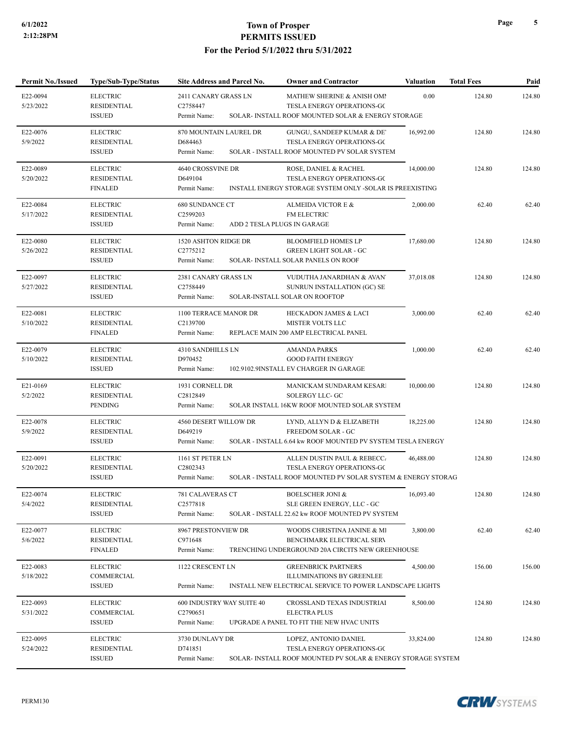# Town of Prosper
## PERMITS ISSUED
### For the Period 5/1/2022 thru 5/31/2022

| Permit No./Issued | Type/Sub-Type/Status | Site Address and Parcel No. | Owner and Contractor | Valuation | Total Fees | Paid |
|---|---|---|---|---|---|---|
| E22-0094<br>5/23/2022 | ELECTRIC<br>RESIDENTIAL<br>ISSUED | 2411 CANARY GRASS LN<br>C2758447<br>Permit Name: SOLAR- INSTALL ROOF MOUNTED SOLAR & ENERGY STORAGE | MATHEW SHERINE & ANISH OMI<br>TESLA ENERGY OPERATIONS-GC | 0.00 | 124.80 | 124.80 |
| E22-0076<br>5/9/2022 | ELECTRIC<br>RESIDENTIAL<br>ISSUED | 870 MOUNTAIN LAUREL DR<br>D684463<br>Permit Name: SOLAR - INSTALL ROOF MOUNTED PV SOLAR SYSTEM | GUNGU, SANDEEP KUMAR & DE'<br>TESLA ENERGY OPERATIONS-GC | 16,992.00 | 124.80 | 124.80 |
| E22-0089<br>5/20/2022 | ELECTRIC<br>RESIDENTIAL<br>FINALED | 4640 CROSSVINE DR<br>D649104<br>Permit Name: INSTALL ENERGY STORAGE SYSTEM ONLY -SOLAR IS PREEXISTING | ROSE, DANIEL & RACHEL<br>TESLA ENERGY OPERATIONS-GC | 14,000.00 | 124.80 | 124.80 |
| E22-0084<br>5/17/2022 | ELECTRIC<br>RESIDENTIAL<br>ISSUED | 680 SUNDANCE CT<br>C2599203<br>Permit Name: ADD 2 TESLA PLUGS IN GARAGE | ALMEIDA VICTOR E &<br>FM ELECTRIC | 2,000.00 | 62.40 | 62.40 |
| E22-0080<br>5/26/2022 | ELECTRIC<br>RESIDENTIAL<br>ISSUED | 1520 ASHTON RIDGE DR<br>C2775212<br>Permit Name: SOLAR- INSTALL SOLAR PANELS ON ROOF | BLOOMFIELD HOMES LP<br>GREEN LIGHT SOLAR - GC | 17,680.00 | 124.80 | 124.80 |
| E22-0097<br>5/27/2022 | ELECTRIC<br>RESIDENTIAL<br>ISSUED | 2381 CANARY GRASS LN<br>C2758449<br>Permit Name: SOLAR-INSTALL SOLAR ON ROOFTOP | VUDUTHA JANARDHAN & AVAN'<br>SUNRUN INSTALLATION (GC) SE | 37,018.08 | 124.80 | 124.80 |
| E22-0081<br>5/10/2022 | ELECTRIC<br>RESIDENTIAL<br>FINALED | 1100 TERRACE MANOR DR<br>C2139700<br>Permit Name: REPLACE MAIN 200 AMP ELECTRICAL PANEL | HECKADON JAMES & LACI<br>MISTER VOLTS LLC | 3,000.00 | 62.40 | 62.40 |
| E22-0079<br>5/10/2022 | ELECTRIC<br>RESIDENTIAL<br>ISSUED | 4310 SANDHILLS LN<br>D970452<br>Permit Name: 102.9102.9INSTALL EV CHARGER IN GARAGE | AMANDA PARKS<br>GOOD FAITH ENERGY | 1,000.00 | 62.40 | 62.40 |
| E21-0169<br>5/2/2022 | ELECTRIC<br>RESIDENTIAL<br>PENDING | 1931 CORNELL DR<br>C2812849<br>Permit Name: SOLAR INSTALL 16KW ROOF MOUNTED SOLAR SYSTEM | MANICKAM SUNDARAM KESARI<br>SOLERGY LLC- GC | 10,000.00 | 124.80 | 124.80 |
| E22-0078<br>5/9/2022 | ELECTRIC<br>RESIDENTIAL<br>ISSUED | 4560 DESERT WILLOW DR<br>D649219<br>Permit Name: SOLAR - INSTALL 6.64 kw ROOF MOUNTED PV SYSTEM TESLA ENERGY | LYND, ALLYN D & ELIZABETH<br>FREEDOM SOLAR - GC | 18,225.00 | 124.80 | 124.80 |
| E22-0091<br>5/20/2022 | ELECTRIC<br>RESIDENTIAL<br>ISSUED | 1161 ST PETER LN<br>C2802343<br>Permit Name: SOLAR - INSTALL ROOF MOUNTED PV SOLAR SYSTEM & ENERGY STORAG | ALLEN DUSTIN PAUL & REBECC/<br>TESLA ENERGY OPERATIONS-GC | 46,488.00 | 124.80 | 124.80 |
| E22-0074<br>5/4/2022 | ELECTRIC<br>RESIDENTIAL<br>ISSUED | 781 CALAVERAS CT<br>C2577818<br>Permit Name: SOLAR - INSTALL 22.62 kw ROOF MOUNTED PV SYSTEM | BOELSCHER JONI &<br>SLE GREEN ENERGY, LLC - GC | 16,093.40 | 124.80 | 124.80 |
| E22-0077<br>5/6/2022 | ELECTRIC<br>RESIDENTIAL<br>FINALED | 8967 PRESTONVIEW DR<br>C971648<br>Permit Name: TRENCHING UNDERGROUND 20A CIRCITS NEW GREENHOUSE | WOODS CHRISTINA JANINE & MI<br>BENCHMARK ELECTRICAL SERV | 3,800.00 | 62.40 | 62.40 |
| E22-0083<br>5/18/2022 | ELECTRIC<br>COMMERCIAL<br>ISSUED | 1122 CRESCENT LN<br>Permit Name: INSTALL NEW ELECTRICAL SERVICE TO POWER LANDSCAPE LIGHTS | GREENBRICK PARTNERS<br>ILLUMINATIONS BY GREENLEE | 4,500.00 | 156.00 | 156.00 |
| E22-0093<br>5/31/2022 | ELECTRIC<br>COMMERCIAL<br>ISSUED | 600 INDUSTRY WAY SUITE 40<br>C2790651<br>Permit Name: UPGRADE A PANEL TO FIT THE NEW HVAC UNITS | CROSSLAND TEXAS INDUSTRIAL<br>ELECTRA PLUS | 8,500.00 | 124.80 | 124.80 |
| E22-0095<br>5/24/2022 | ELECTRIC<br>RESIDENTIAL<br>ISSUED | 3730 DUNLAVY DR<br>D741851<br>Permit Name: SOLAR- INSTALL ROOF MOUNTED PV SOLAR & ENERGY STORAGE SYSTEM | LOPEZ, ANTONIO DANIEL<br>TESLA ENERGY OPERATIONS-GC | 33,824.00 | 124.80 | 124.80 |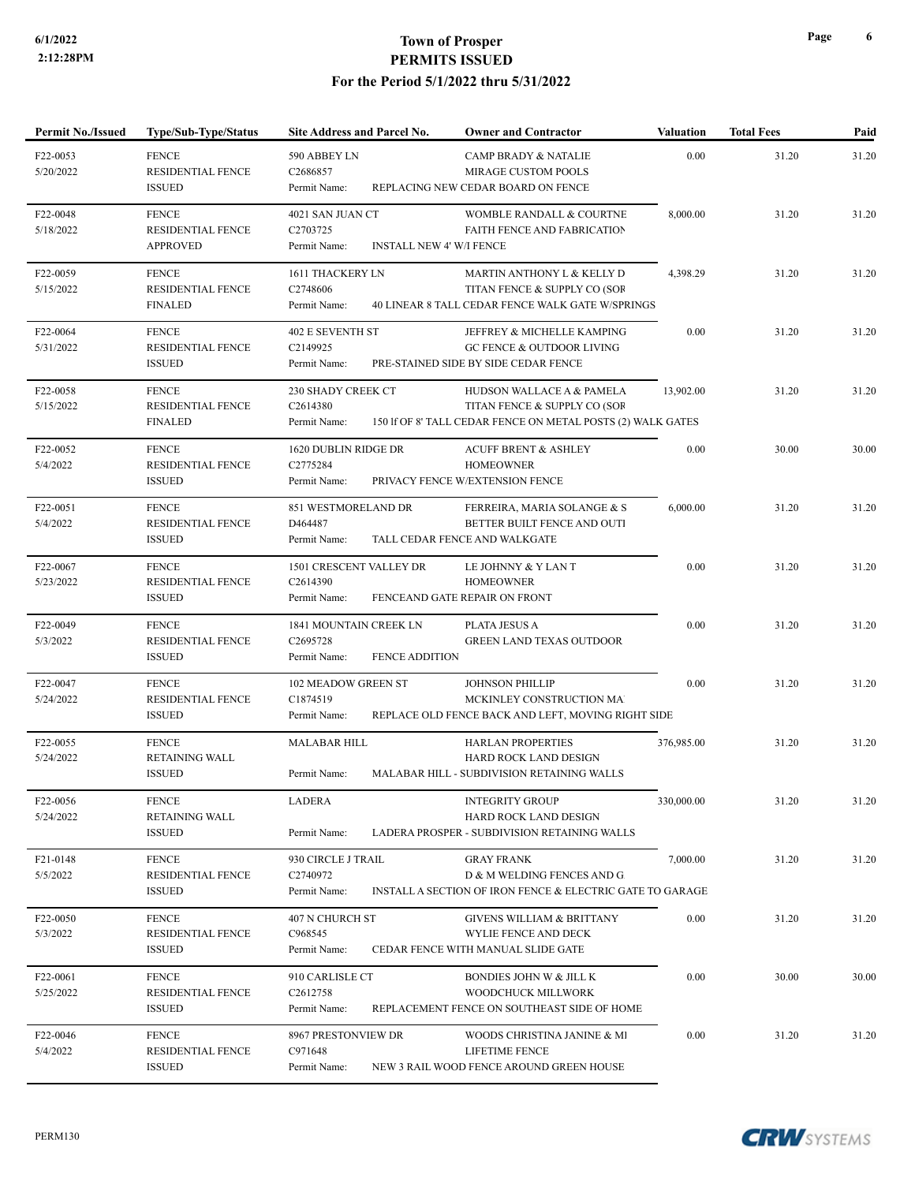# Town of Prosper
## PERMITS ISSUED
### For the Period 5/1/2022 thru 5/31/2022

| Permit No./Issued | Type/Sub-Type/Status | Site Address and Parcel No. | Owner and Contractor | Valuation | Total Fees | Paid |
|---|---|---|---|---|---|---|
| F22-0053<br>5/20/2022 | FENCE<br>RESIDENTIAL FENCE<br>ISSUED | 590 ABBEY LN<br>C2686857<br>Permit Name: REPLACING NEW CEDAR BOARD ON FENCE | CAMP BRADY & NATALIE<br>MIRAGE CUSTOM POOLS | 0.00 | 31.20 | 31.20 |
| F22-0048<br>5/18/2022 | FENCE<br>RESIDENTIAL FENCE<br>APPROVED | 4021 SAN JUAN CT<br>C2703725<br>Permit Name: INSTALL NEW 4' W/I FENCE | WOMBLE RANDALL & COURTNE<br>FAITH FENCE AND FABRICATION | 8,000.00 | 31.20 | 31.20 |
| F22-0059<br>5/15/2022 | FENCE<br>RESIDENTIAL FENCE<br>FINALED | 1611 THACKERY LN<br>C2748606<br>Permit Name: 40 LINEAR 8 TALL CEDAR FENCE WALK GATE W/SPRINGS | MARTIN ANTHONY L & KELLY D<br>TITAN FENCE & SUPPLY CO (SOR | 4,398.29 | 31.20 | 31.20 |
| F22-0064<br>5/31/2022 | FENCE<br>RESIDENTIAL FENCE<br>ISSUED | 402 E SEVENTH ST<br>C2149925<br>Permit Name: PRE-STAINED SIDE BY SIDE CEDAR FENCE | JEFFREY & MICHELLE KAMPING<br>GC FENCE & OUTDOOR LIVING | 0.00 | 31.20 | 31.20 |
| F22-0058<br>5/15/2022 | FENCE<br>RESIDENTIAL FENCE<br>FINALED | 230 SHADY CREEK CT<br>C2614380<br>Permit Name: 150 lf OF 8' TALL CEDAR FENCE ON METAL POSTS (2) WALK GATES | HUDSON WALLACE A & PAMELA<br>TITAN FENCE & SUPPLY CO (SOR | 13,902.00 | 31.20 | 31.20 |
| F22-0052<br>5/4/2022 | FENCE<br>RESIDENTIAL FENCE<br>ISSUED | 1620 DUBLIN RIDGE DR<br>C2775284<br>Permit Name: PRIVACY FENCE W/EXTENSION FENCE | ACUFF BRENT & ASHLEY<br>HOMEOWNER | 0.00 | 30.00 | 30.00 |
| F22-0051<br>5/4/2022 | FENCE<br>RESIDENTIAL FENCE<br>ISSUED | 851 WESTMORELAND DR<br>D464487<br>Permit Name: TALL CEDAR FENCE AND WALKGATE | FERREIRA, MARIA SOLANGE & S<br>BETTER BUILT FENCE AND OUTI | 6,000.00 | 31.20 | 31.20 |
| F22-0067<br>5/23/2022 | FENCE<br>RESIDENTIAL FENCE<br>ISSUED | 1501 CRESCENT VALLEY DR<br>C2614390<br>Permit Name: FENCEAND GATE REPAIR ON FRONT | LE JOHNNY & Y LAN T<br>HOMEOWNER | 0.00 | 31.20 | 31.20 |
| F22-0049<br>5/3/2022 | FENCE<br>RESIDENTIAL FENCE<br>ISSUED | 1841 MOUNTAIN CREEK LN<br>C2695728<br>Permit Name: FENCE ADDITION | PLATA JESUS A<br>GREEN LAND TEXAS OUTDOOR | 0.00 | 31.20 | 31.20 |
| F22-0047<br>5/24/2022 | FENCE<br>RESIDENTIAL FENCE<br>ISSUED | 102 MEADOW GREEN ST<br>C1874519<br>Permit Name: REPLACE OLD FENCE BACK AND LEFT, MOVING RIGHT SIDE | JOHNSON PHILLIP<br>MCKINLEY CONSTRUCTION MA | 0.00 | 31.20 | 31.20 |
| F22-0055<br>5/24/2022 | FENCE<br>RETAINING WALL<br>ISSUED | MALABAR HILL<br>Permit Name: MALABAR HILL - SUBDIVISION RETAINING WALLS | HARLAN PROPERTIES<br>HARD ROCK LAND DESIGN | 376,985.00 | 31.20 | 31.20 |
| F22-0056<br>5/24/2022 | FENCE<br>RETAINING WALL<br>ISSUED | LADERA<br>Permit Name: LADERA PROSPER - SUBDIVISION RETAINING WALLS | INTEGRITY GROUP<br>HARD ROCK LAND DESIGN | 330,000.00 | 31.20 | 31.20 |
| F21-0148<br>5/5/2022 | FENCE<br>RESIDENTIAL FENCE<br>ISSUED | 930 CIRCLE J TRAIL<br>C2740972<br>Permit Name: INSTALL A SECTION OF IRON FENCE & ELECTRIC GATE TO GARAGE | GRAY FRANK<br>D & M WELDING FENCES AND G | 7,000.00 | 31.20 | 31.20 |
| F22-0050<br>5/3/2022 | FENCE<br>RESIDENTIAL FENCE<br>ISSUED | 407 N CHURCH ST<br>C968545<br>Permit Name: CEDAR FENCE WITH MANUAL SLIDE GATE | GIVENS WILLIAM & BRITTANY<br>WYLIE FENCE AND DECK | 0.00 | 31.20 | 31.20 |
| F22-0061<br>5/25/2022 | FENCE<br>RESIDENTIAL FENCE<br>ISSUED | 910 CARLISLE CT<br>C2612758<br>Permit Name: REPLACEMENT FENCE ON SOUTHEAST SIDE OF HOME | BONDIES JOHN W & JILL K<br>WOODCHUCK MILLWORK | 0.00 | 30.00 | 30.00 |
| F22-0046<br>5/4/2022 | FENCE<br>RESIDENTIAL FENCE<br>ISSUED | 8967 PRESTONVIEW DR<br>C971648<br>Permit Name: NEW 3 RAIL WOOD FENCE AROUND GREEN HOUSE | WOODS CHRISTINA JANINE & MI<br>LIFETIME FENCE | 0.00 | 31.20 | 31.20 |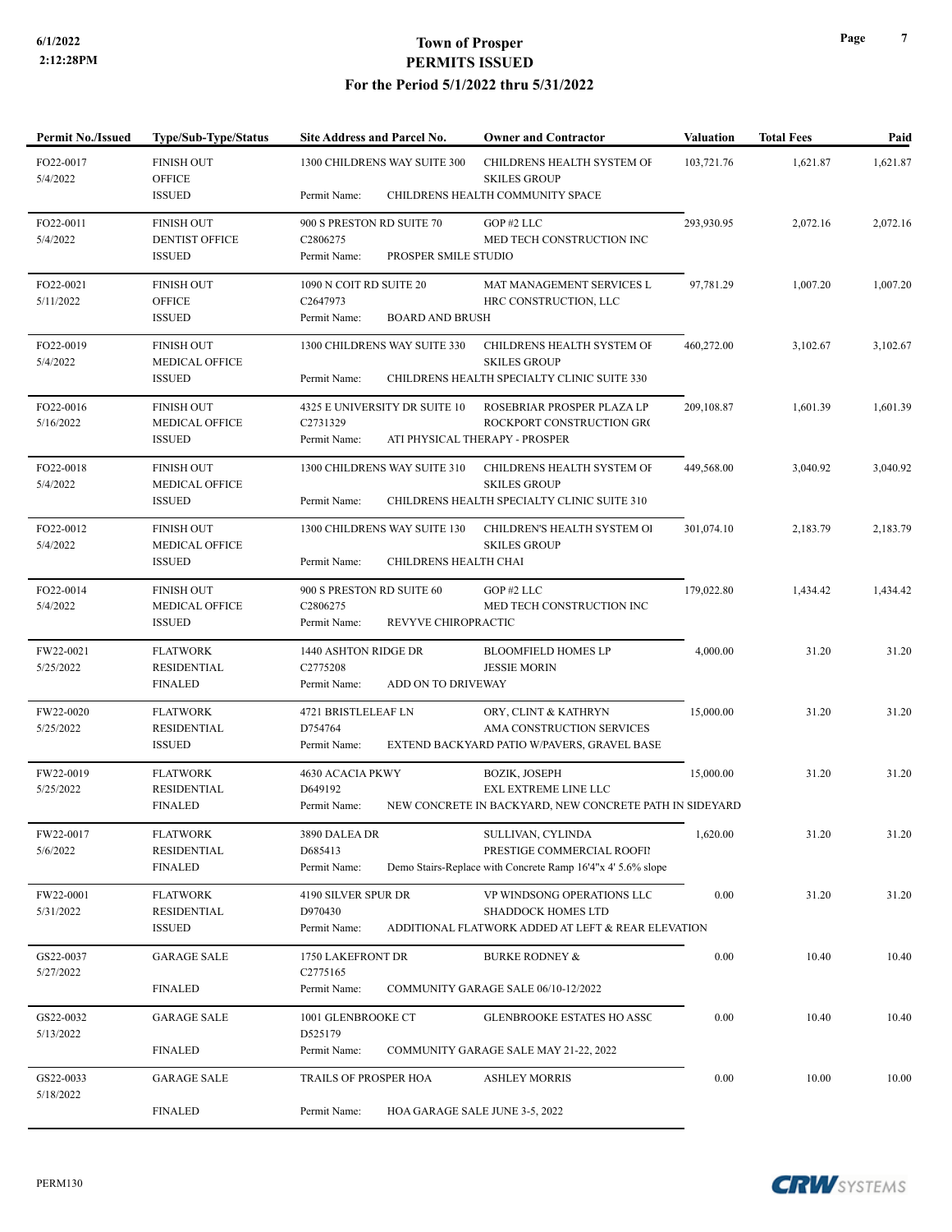**Town of Prosper**
**PERMITS ISSUED**
**For the Period 5/1/2022 thru 5/31/2022**

| Permit No./Issued | Type/Sub-Type/Status | Site Address and Parcel No. | Owner and Contractor | Valuation | Total Fees | Paid |
|---|---|---|---|---|---|---|
| FO22-0017<br>5/4/2022 | FINISH OUT<br>OFFICE<br>ISSUED | 1300 CHILDRENS WAY SUITE 300<br><br>Permit Name: CHILDRENS HEALTH COMMUNITY SPACE | CHILDRENS HEALTH SYSTEM OF<br>SKILES GROUP | 103,721.76 | 1,621.87 | 1,621.87 |
| FO22-0011<br>5/4/2022 | FINISH OUT<br>DENTIST OFFICE<br>ISSUED | 900 S PRESTON RD SUITE 70<br>C2806275<br>Permit Name: PROSPER SMILE STUDIO | GOP #2 LLC<br>MED TECH CONSTRUCTION INC | 293,930.95 | 2,072.16 | 2,072.16 |
| FO22-0021<br>5/11/2022 | FINISH OUT<br>OFFICE<br>ISSUED | 1090 N COIT RD SUITE 20<br>C2647973<br>Permit Name: BOARD AND BRUSH | MAT MANAGEMENT SERVICES L<br>HRC CONSTRUCTION, LLC | 97,781.29 | 1,007.20 | 1,007.20 |
| FO22-0019<br>5/4/2022 | FINISH OUT<br>MEDICAL OFFICE<br>ISSUED | 1300 CHILDRENS WAY SUITE 330<br><br>Permit Name: CHILDRENS HEALTH SPECIALTY CLINIC SUITE 330 | CHILDRENS HEALTH SYSTEM OF<br>SKILES GROUP | 460,272.00 | 3,102.67 | 3,102.67 |
| FO22-0016<br>5/16/2022 | FINISH OUT<br>MEDICAL OFFICE<br>ISSUED | 4325 E UNIVERSITY DR SUITE 10<br>C2731329<br>Permit Name: ATI PHYSICAL THERAPY - PROSPER | ROSEBRIAR PROSPER PLAZA LP<br>ROCKPORT CONSTRUCTION GRO | 209,108.87 | 1,601.39 | 1,601.39 |
| FO22-0018<br>5/4/2022 | FINISH OUT<br>MEDICAL OFFICE<br>ISSUED | 1300 CHILDRENS WAY SUITE 310<br><br>Permit Name: CHILDRENS HEALTH SPECIALTY CLINIC SUITE 310 | CHILDRENS HEALTH SYSTEM OF<br>SKILES GROUP | 449,568.00 | 3,040.92 | 3,040.92 |
| FO22-0012<br>5/4/2022 | FINISH OUT<br>MEDICAL OFFICE<br>ISSUED | 1300 CHILDRENS WAY SUITE 130<br><br>Permit Name: CHILDRENS HEALTH CHAI | CHILDREN'S HEALTH SYSTEM OI<br>SKILES GROUP | 301,074.10 | 2,183.79 | 2,183.79 |
| FO22-0014<br>5/4/2022 | FINISH OUT<br>MEDICAL OFFICE<br>ISSUED | 900 S PRESTON RD SUITE 60<br>C2806275<br>Permit Name: REVYVE CHIROPRACTIC | GOP #2 LLC<br>MED TECH CONSTRUCTION INC | 179,022.80 | 1,434.42 | 1,434.42 |
| FW22-0021<br>5/25/2022 | FLATWORK<br>RESIDENTIAL<br>FINALED | 1440 ASHTON RIDGE DR<br>C2775208<br>Permit Name: ADD ON TO DRIVEWAY | BLOOMFIELD HOMES LP<br>JESSIE MORIN | 4,000.00 | 31.20 | 31.20 |
| FW22-0020<br>5/25/2022 | FLATWORK<br>RESIDENTIAL<br>ISSUED | 4721 BRISTLELEAF LN<br>D754764<br>Permit Name: EXTEND BACKYARD PATIO W/PAVERS, GRAVEL BASE | ORY, CLINT & KATHRYN<br>AMA CONSTRUCTION SERVICES | 15,000.00 | 31.20 | 31.20 |
| FW22-0019<br>5/25/2022 | FLATWORK<br>RESIDENTIAL<br>FINALED | 4630 ACACIA PKWY<br>D649192<br>Permit Name: NEW CONCRETE IN BACKYARD, NEW CONCRETE PATH IN SIDEYARD | BOZIK, JOSEPH<br>EXL EXTREME LINE LLC | 15,000.00 | 31.20 | 31.20 |
| FW22-0017<br>5/6/2022 | FLATWORK<br>RESIDENTIAL<br>FINALED | 3890 DALEA DR<br>D685413<br>Permit Name: Demo Stairs-Replace with Concrete Ramp 16'4"x 4' 5.6% slope | SULLIVAN, CYLINDA<br>PRESTIGE COMMERCIAL ROOFI! | 1,620.00 | 31.20 | 31.20 |
| FW22-0001<br>5/31/2022 | FLATWORK<br>RESIDENTIAL<br>ISSUED | 4190 SILVER SPUR DR<br>D970430<br>Permit Name: ADDITIONAL FLATWORK ADDED AT LEFT & REAR ELEVATION | VP WINDSONG OPERATIONS LLC<br>SHADDOCK HOMES LTD | 0.00 | 31.20 | 31.20 |
| GS22-0037<br>5/27/2022 | GARAGE SALE<br><br>FINALED | 1750 LAKEFRONT DR<br>C2775165<br>Permit Name: COMMUNITY GARAGE SALE 06/10-12/2022 | BURKE RODNEY & | 0.00 | 10.40 | 10.40 |
| GS22-0032<br>5/13/2022 | GARAGE SALE<br><br>FINALED | 1001 GLENBROOKE CT<br>D525179<br>Permit Name: COMMUNITY GARAGE SALE MAY 21-22, 2022 | GLENBROOKE ESTATES HO ASSC | 0.00 | 10.40 | 10.40 |
| GS22-0033<br>5/18/2022 | GARAGE SALE<br><br>FINALED | TRAILS OF PROSPER HOA<br><br>Permit Name: HOA GARAGE SALE JUNE 3-5, 2022 | ASHLEY MORRIS | 0.00 | 10.00 | 10.00 |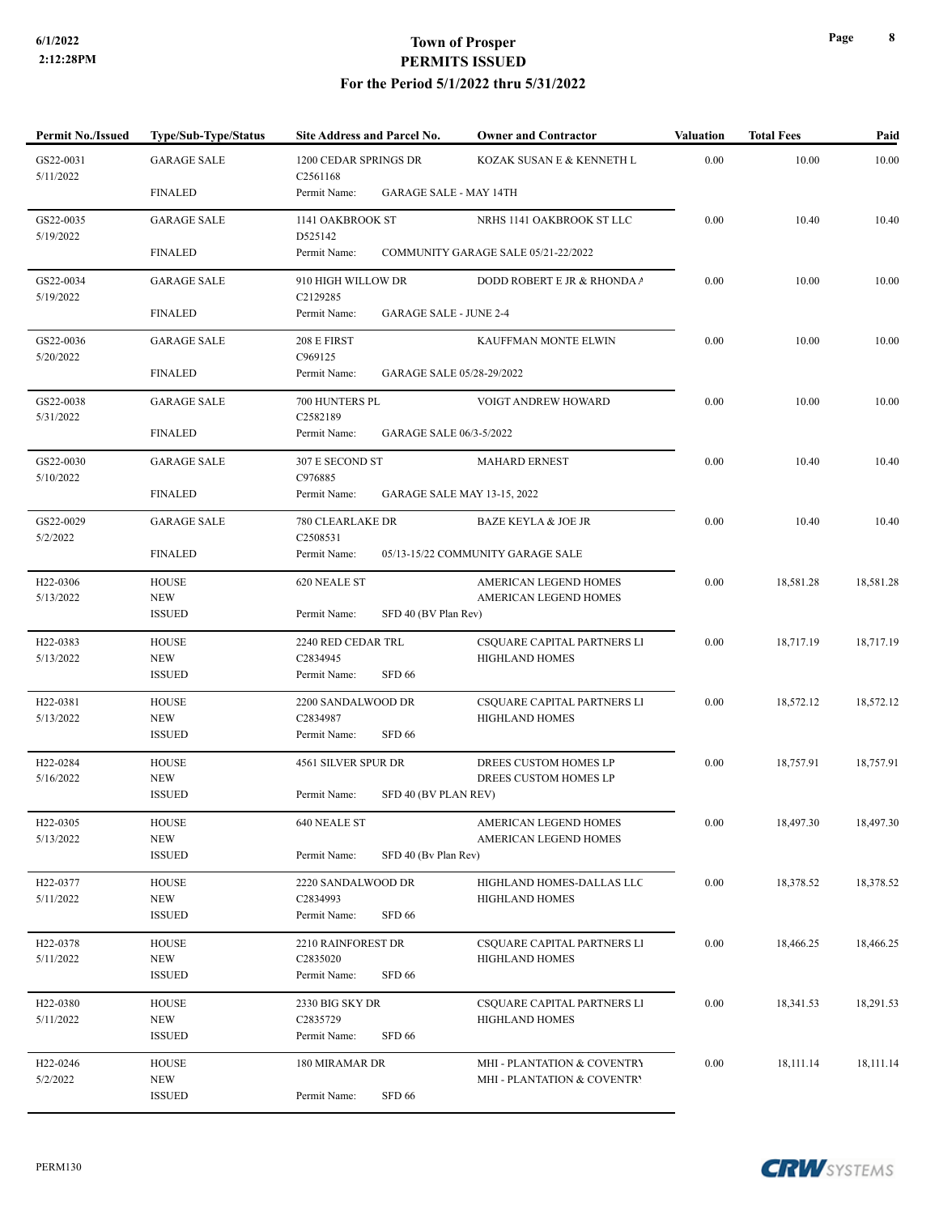# Town of Prosper
## PERMITS ISSUED
### For the Period 5/1/2022 thru 5/31/2022

| Permit No./Issued | Type/Sub-Type/Status | Site Address and Parcel No. | Owner and Contractor | Valuation | Total Fees | Paid |
|---|---|---|---|---|---|---|
| GS22-0031<br>5/11/2022 | GARAGE SALE<br><br>FINALED | 1200 CEDAR SPRINGS DR<br>C2561168<br>Permit Name: GARAGE SALE - MAY 14TH | KOZAK SUSAN E & KENNETH L | 0.00 | 10.00 | 10.00 |
| GS22-0035<br>5/19/2022 | GARAGE SALE<br><br>FINALED | 1141 OAKBROOK ST<br>D525142<br>Permit Name: COMMUNITY GARAGE SALE 05/21-22/2022 | NRHS 1141 OAKBROOK ST LLC | 0.00 | 10.40 | 10.40 |
| GS22-0034<br>5/19/2022 | GARAGE SALE<br><br>FINALED | 910 HIGH WILLOW DR<br>C2129285<br>Permit Name: GARAGE SALE - JUNE 2-4 | DODD ROBERT E JR & RHONDA A | 0.00 | 10.00 | 10.00 |
| GS22-0036<br>5/20/2022 | GARAGE SALE<br><br>FINALED | 208 E FIRST<br>C969125<br>Permit Name: GARAGE SALE 05/28-29/2022 | KAUFFMAN MONTE ELWIN | 0.00 | 10.00 | 10.00 |
| GS22-0038<br>5/31/2022 | GARAGE SALE<br><br>FINALED | 700 HUNTERS PL<br>C2582189<br>Permit Name: GARAGE SALE 06/3-5/2022 | VOIGT ANDREW HOWARD | 0.00 | 10.00 | 10.00 |
| GS22-0030<br>5/10/2022 | GARAGE SALE<br><br>FINALED | 307 E SECOND ST<br>C976885<br>Permit Name: GARAGE SALE MAY 13-15, 2022 | MAHARD ERNEST | 0.00 | 10.40 | 10.40 |
| GS22-0029<br>5/2/2022 | GARAGE SALE<br><br>FINALED | 780 CLEARLAKE DR<br>C2508531<br>Permit Name: 05/13-15/22 COMMUNITY GARAGE SALE | BAZE KEYLA & JOE JR | 0.00 | 10.40 | 10.40 |
| H22-0306<br>5/13/2022 | HOUSE<br>NEW<br>ISSUED | 620 NEALE ST<br><br>Permit Name: SFD 40 (BV Plan Rev) | AMERICAN LEGEND HOMES<br>AMERICAN LEGEND HOMES | 0.00 | 18,581.28 | 18,581.28 |
| H22-0383<br>5/13/2022 | HOUSE<br>NEW<br>ISSUED | 2240 RED CEDAR TRL<br>C2834945<br>Permit Name: SFD 66 | CSQUARE CAPITAL PARTNERS LI<br>HIGHLAND HOMES | 0.00 | 18,717.19 | 18,717.19 |
| H22-0381<br>5/13/2022 | HOUSE<br>NEW<br>ISSUED | 2200 SANDALWOOD DR<br>C2834987<br>Permit Name: SFD 66 | CSQUARE CAPITAL PARTNERS LI<br>HIGHLAND HOMES | 0.00 | 18,572.12 | 18,572.12 |
| H22-0284<br>5/16/2022 | HOUSE<br>NEW<br>ISSUED | 4561 SILVER SPUR DR<br><br>Permit Name: SFD 40 (BV PLAN REV) | DREES CUSTOM HOMES LP<br>DREES CUSTOM HOMES LP | 0.00 | 18,757.91 | 18,757.91 |
| H22-0305<br>5/13/2022 | HOUSE<br>NEW<br>ISSUED | 640 NEALE ST<br><br>Permit Name: SFD 40 (Bv Plan Rev) | AMERICAN LEGEND HOMES<br>AMERICAN LEGEND HOMES | 0.00 | 18,497.30 | 18,497.30 |
| H22-0377<br>5/11/2022 | HOUSE<br>NEW<br>ISSUED | 2220 SANDALWOOD DR<br>C2834993<br>Permit Name: SFD 66 | HIGHLAND HOMES-DALLAS LLC<br>HIGHLAND HOMES | 0.00 | 18,378.52 | 18,378.52 |
| H22-0378<br>5/11/2022 | HOUSE<br>NEW<br>ISSUED | 2210 RAINFOREST DR<br>C2835020<br>Permit Name: SFD 66 | CSQUARE CAPITAL PARTNERS LI<br>HIGHLAND HOMES | 0.00 | 18,466.25 | 18,466.25 |
| H22-0380<br>5/11/2022 | HOUSE<br>NEW<br>ISSUED | 2330 BIG SKY DR<br>C2835729<br>Permit Name: SFD 66 | CSQUARE CAPITAL PARTNERS LI<br>HIGHLAND HOMES | 0.00 | 18,341.53 | 18,291.53 |
| H22-0246<br>5/2/2022 | HOUSE<br>NEW<br>ISSUED | 180 MIRAMAR DR<br><br>Permit Name: SFD 66 | MHI - PLANTATION & COVENTRY<br>MHI - PLANTATION & COVENTRY | 0.00 | 18,111.14 | 18,111.14 |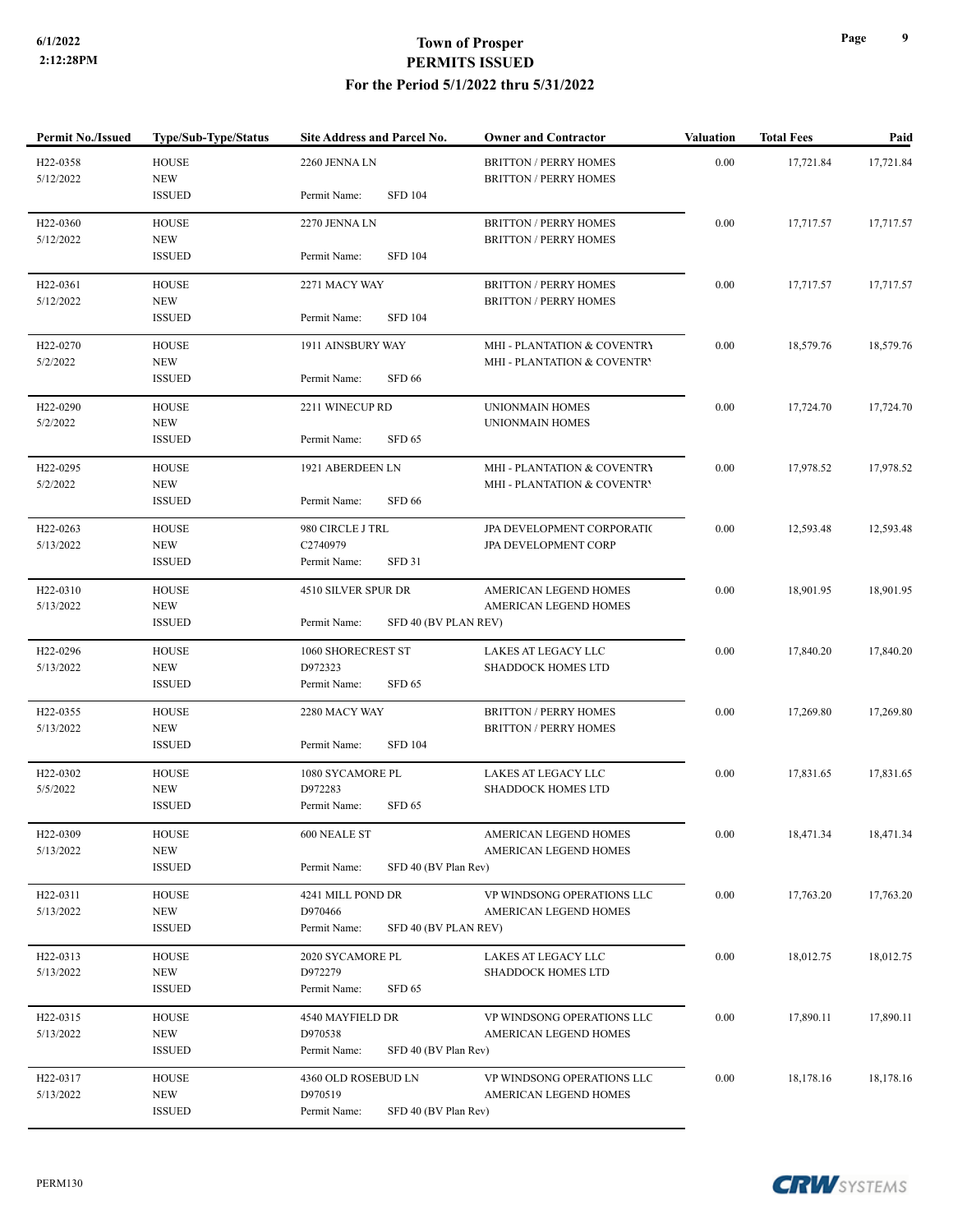# Town of Prosper
## PERMITS ISSUED
### For the Period 5/1/2022 thru 5/31/2022

| Permit No./Issued | Type/Sub-Type/Status | Site Address and Parcel No. | Owner and Contractor | Valuation | Total Fees | Paid |
|---|---|---|---|---|---|---|
| H22-0358<br>5/12/2022 | HOUSE<br>NEW<br>ISSUED | 2260 JENNA LN<br>Permit Name: SFD 104 | BRITTON / PERRY HOMES<br>BRITTON / PERRY HOMES | 0.00 | 17,721.84 | 17,721.84 |
| H22-0360<br>5/12/2022 | HOUSE<br>NEW<br>ISSUED | 2270 JENNA LN<br>Permit Name: SFD 104 | BRITTON / PERRY HOMES<br>BRITTON / PERRY HOMES | 0.00 | 17,717.57 | 17,717.57 |
| H22-0361<br>5/12/2022 | HOUSE<br>NEW<br>ISSUED | 2271 MACY WAY<br>Permit Name: SFD 104 | BRITTON / PERRY HOMES<br>BRITTON / PERRY HOMES | 0.00 | 17,717.57 | 17,717.57 |
| H22-0270<br>5/2/2022 | HOUSE<br>NEW<br>ISSUED | 1911 AINSBURY WAY<br>Permit Name: SFD 66 | MHI - PLANTATION & COVENTRY<br>MHI - PLANTATION & COVENTRY | 0.00 | 18,579.76 | 18,579.76 |
| H22-0290<br>5/2/2022 | HOUSE<br>NEW<br>ISSUED | 2211 WINECUP RD<br>Permit Name: SFD 65 | UNIONMAIN HOMES<br>UNIONMAIN HOMES | 0.00 | 17,724.70 | 17,724.70 |
| H22-0295<br>5/2/2022 | HOUSE<br>NEW<br>ISSUED | 1921 ABERDEEN LN<br>Permit Name: SFD 66 | MHI - PLANTATION & COVENTRY<br>MHI - PLANTATION & COVENTRY | 0.00 | 17,978.52 | 17,978.52 |
| H22-0263<br>5/13/2022 | HOUSE<br>NEW<br>ISSUED | 980 CIRCLE J TRL<br>C2740979<br>Permit Name: SFD 31 | JPA DEVELOPMENT CORPORATIC<br>JPA DEVELOPMENT CORP | 0.00 | 12,593.48 | 12,593.48 |
| H22-0310<br>5/13/2022 | HOUSE<br>NEW<br>ISSUED | 4510 SILVER SPUR DR<br>Permit Name: SFD 40 (BV PLAN REV) | AMERICAN LEGEND HOMES<br>AMERICAN LEGEND HOMES | 0.00 | 18,901.95 | 18,901.95 |
| H22-0296<br>5/13/2022 | HOUSE<br>NEW<br>ISSUED | 1060 SHORECREST ST<br>D972323<br>Permit Name: SFD 65 | LAKES AT LEGACY LLC<br>SHADDOCK HOMES LTD | 0.00 | 17,840.20 | 17,840.20 |
| H22-0355<br>5/13/2022 | HOUSE<br>NEW<br>ISSUED | 2280 MACY WAY<br>Permit Name: SFD 104 | BRITTON / PERRY HOMES<br>BRITTON / PERRY HOMES | 0.00 | 17,269.80 | 17,269.80 |
| H22-0302<br>5/5/2022 | HOUSE<br>NEW<br>ISSUED | 1080 SYCAMORE PL<br>D972283<br>Permit Name: SFD 65 | LAKES AT LEGACY LLC<br>SHADDOCK HOMES LTD | 0.00 | 17,831.65 | 17,831.65 |
| H22-0309<br>5/13/2022 | HOUSE<br>NEW<br>ISSUED | 600 NEALE ST<br>Permit Name: SFD 40 (BV Plan Rev) | AMERICAN LEGEND HOMES<br>AMERICAN LEGEND HOMES | 0.00 | 18,471.34 | 18,471.34 |
| H22-0311<br>5/13/2022 | HOUSE<br>NEW<br>ISSUED | 4241 MILL POND DR<br>D970466<br>Permit Name: SFD 40 (BV PLAN REV) | VP WINDSONG OPERATIONS LLC<br>AMERICAN LEGEND HOMES | 0.00 | 17,763.20 | 17,763.20 |
| H22-0313<br>5/13/2022 | HOUSE<br>NEW<br>ISSUED | 2020 SYCAMORE PL<br>D972279<br>Permit Name: SFD 65 | LAKES AT LEGACY LLC<br>SHADDOCK HOMES LTD | 0.00 | 18,012.75 | 18,012.75 |
| H22-0315<br>5/13/2022 | HOUSE<br>NEW<br>ISSUED | 4540 MAYFIELD DR<br>D970538<br>Permit Name: SFD 40 (BV Plan Rev) | VP WINDSONG OPERATIONS LLC<br>AMERICAN LEGEND HOMES | 0.00 | 17,890.11 | 17,890.11 |
| H22-0317<br>5/13/2022 | HOUSE<br>NEW<br>ISSUED | 4360 OLD ROSEBUD LN<br>D970519<br>Permit Name: SFD 40 (BV Plan Rev) | VP WINDSONG OPERATIONS LLC<br>AMERICAN LEGEND HOMES | 0.00 | 18,178.16 | 18,178.16 |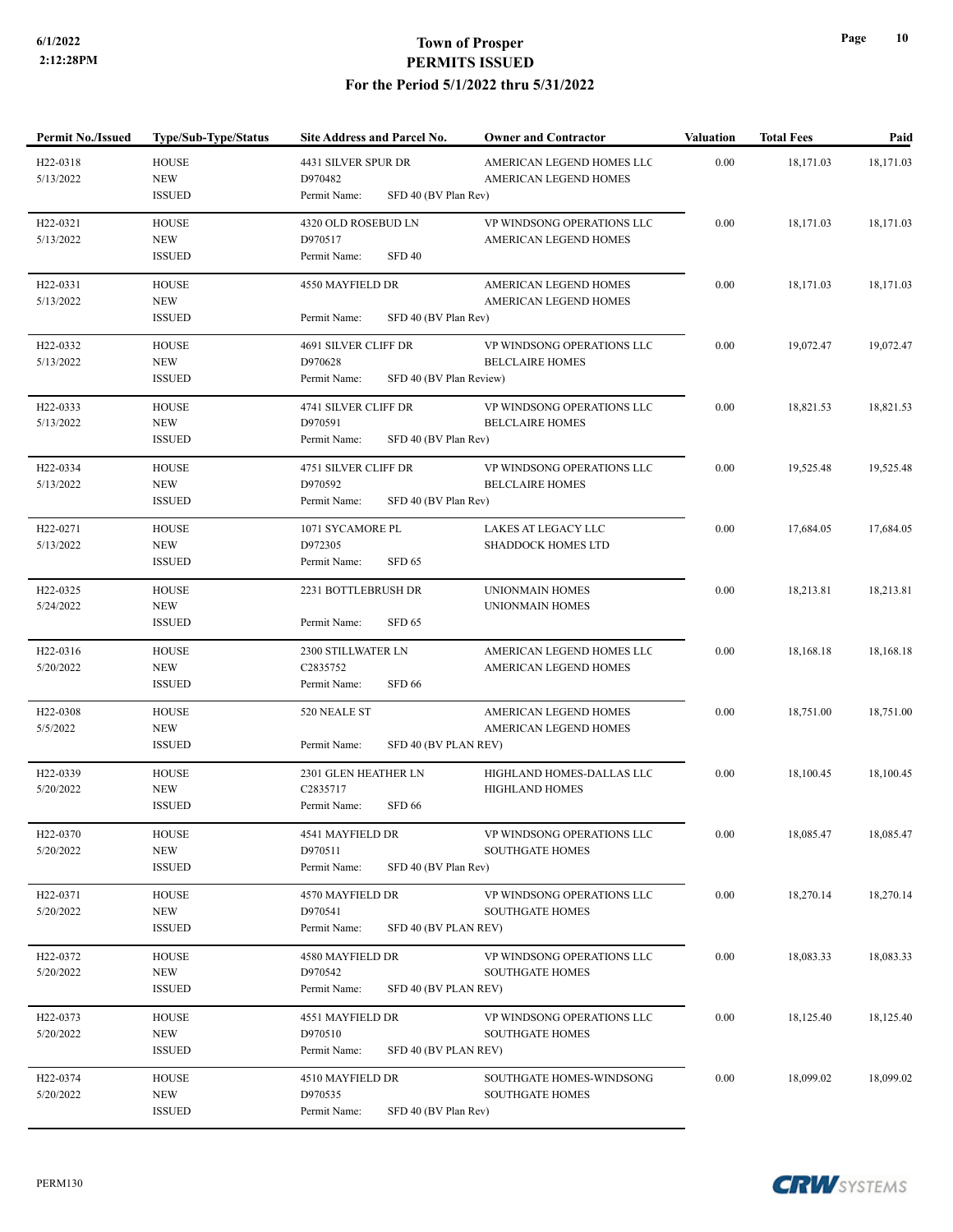# Town of Prosper
## PERMITS ISSUED
### For the Period 5/1/2022 thru 5/31/2022

| Permit No./Issued | Type/Sub-Type/Status | Site Address and Parcel No. | Owner and Contractor | Valuation | Total Fees | Paid |
|---|---|---|---|---|---|---|
| H22-0318<br>5/13/2022 | HOUSE<br>NEW<br>ISSUED | 4431 SILVER SPUR DR<br>D970482<br>Permit Name: SFD 40 (BV Plan Rev) | AMERICAN LEGEND HOMES LLC<br>AMERICAN LEGEND HOMES | 0.00 | 18,171.03 | 18,171.03 |
| H22-0321<br>5/13/2022 | HOUSE<br>NEW<br>ISSUED | 4320 OLD ROSEBUD LN<br>D970517<br>Permit Name: SFD 40 | VP WINDSONG OPERATIONS LLC<br>AMERICAN LEGEND HOMES | 0.00 | 18,171.03 | 18,171.03 |
| H22-0331<br>5/13/2022 | HOUSE<br>NEW<br>ISSUED | 4550 MAYFIELD DR<br><br>Permit Name: SFD 40 (BV Plan Rev) | AMERICAN LEGEND HOMES<br>AMERICAN LEGEND HOMES | 0.00 | 18,171.03 | 18,171.03 |
| H22-0332<br>5/13/2022 | HOUSE<br>NEW<br>ISSUED | 4691 SILVER CLIFF DR<br>D970628<br>Permit Name: SFD 40 (BV Plan Review) | VP WINDSONG OPERATIONS LLC<br>BELCLAIRE HOMES | 0.00 | 19,072.47 | 19,072.47 |
| H22-0333<br>5/13/2022 | HOUSE<br>NEW<br>ISSUED | 4741 SILVER CLIFF DR<br>D970591<br>Permit Name: SFD 40 (BV Plan Rev) | VP WINDSONG OPERATIONS LLC<br>BELCLAIRE HOMES | 0.00 | 18,821.53 | 18,821.53 |
| H22-0334<br>5/13/2022 | HOUSE<br>NEW<br>ISSUED | 4751 SILVER CLIFF DR<br>D970592<br>Permit Name: SFD 40 (BV Plan Rev) | VP WINDSONG OPERATIONS LLC<br>BELCLAIRE HOMES | 0.00 | 19,525.48 | 19,525.48 |
| H22-0271<br>5/13/2022 | HOUSE<br>NEW<br>ISSUED | 1071 SYCAMORE PL<br>D972305<br>Permit Name: SFD 65 | LAKES AT LEGACY LLC<br>SHADDOCK HOMES LTD | 0.00 | 17,684.05 | 17,684.05 |
| H22-0325<br>5/24/2022 | HOUSE<br>NEW<br>ISSUED | 2231 BOTTLEBRUSH DR<br><br>Permit Name: SFD 65 | UNIONMAIN HOMES<br>UNIONMAIN HOMES | 0.00 | 18,213.81 | 18,213.81 |
| H22-0316<br>5/20/2022 | HOUSE<br>NEW<br>ISSUED | 2300 STILLWATER LN<br>C2835752<br>Permit Name: SFD 66 | AMERICAN LEGEND HOMES LLC<br>AMERICAN LEGEND HOMES | 0.00 | 18,168.18 | 18,168.18 |
| H22-0308<br>5/5/2022 | HOUSE<br>NEW<br>ISSUED | 520 NEALE ST<br><br>Permit Name: SFD 40 (BV PLAN REV) | AMERICAN LEGEND HOMES<br>AMERICAN LEGEND HOMES | 0.00 | 18,751.00 | 18,751.00 |
| H22-0339<br>5/20/2022 | HOUSE<br>NEW<br>ISSUED | 2301 GLEN HEATHER LN<br>C2835717<br>Permit Name: SFD 66 | HIGHLAND HOMES-DALLAS LLC<br>HIGHLAND HOMES | 0.00 | 18,100.45 | 18,100.45 |
| H22-0370<br>5/20/2022 | HOUSE<br>NEW<br>ISSUED | 4541 MAYFIELD DR<br>D970511<br>Permit Name: SFD 40 (BV Plan Rev) | VP WINDSONG OPERATIONS LLC<br>SOUTHGATE HOMES | 0.00 | 18,085.47 | 18,085.47 |
| H22-0371<br>5/20/2022 | HOUSE<br>NEW<br>ISSUED | 4570 MAYFIELD DR<br>D970541<br>Permit Name: SFD 40 (BV PLAN REV) | VP WINDSONG OPERATIONS LLC<br>SOUTHGATE HOMES | 0.00 | 18,270.14 | 18,270.14 |
| H22-0372<br>5/20/2022 | HOUSE<br>NEW<br>ISSUED | 4580 MAYFIELD DR<br>D970542<br>Permit Name: SFD 40 (BV PLAN REV) | VP WINDSONG OPERATIONS LLC<br>SOUTHGATE HOMES | 0.00 | 18,083.33 | 18,083.33 |
| H22-0373<br>5/20/2022 | HOUSE<br>NEW<br>ISSUED | 4551 MAYFIELD DR<br>D970510<br>Permit Name: SFD 40 (BV PLAN REV) | VP WINDSONG OPERATIONS LLC<br>SOUTHGATE HOMES | 0.00 | 18,125.40 | 18,125.40 |
| H22-0374<br>5/20/2022 | HOUSE<br>NEW<br>ISSUED | 4510 MAYFIELD DR<br>D970535<br>Permit Name: SFD 40 (BV Plan Rev) | SOUTHGATE HOMES-WINDSONG<br>SOUTHGATE HOMES | 0.00 | 18,099.02 | 18,099.02 |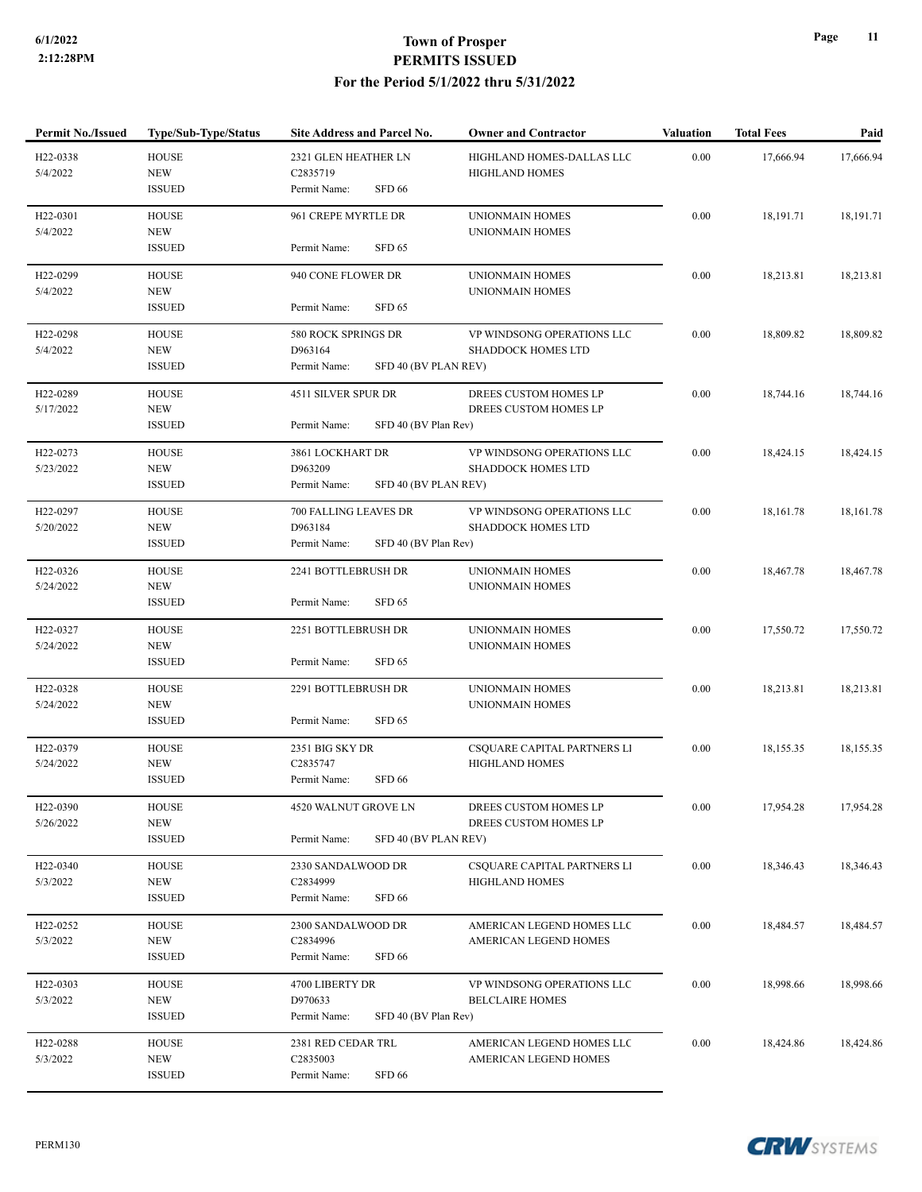# Town of Prosper
## PERMITS ISSUED
### For the Period 5/1/2022 thru 5/31/2022

6/1/2022
2:12:28PM

| Permit No./Issued | Type/Sub-Type/Status | Site Address and Parcel No. | Owner and Contractor | Valuation | Total Fees | Paid |
|---|---|---|---|---|---|---|
| H22-0338 5/4/2022 | HOUSE NEW ISSUED | 2321 GLEN HEATHER LN C2835719 Permit Name: SFD 66 | HIGHLAND HOMES-DALLAS LLC HIGHLAND HOMES | 0.00 | 17,666.94 | 17,666.94 |
| H22-0301 5/4/2022 | HOUSE NEW ISSUED | 961 CREPE MYRTLE DR Permit Name: SFD 65 | UNIONMAIN HOMES UNIONMAIN HOMES | 0.00 | 18,191.71 | 18,191.71 |
| H22-0299 5/4/2022 | HOUSE NEW ISSUED | 940 CONE FLOWER DR Permit Name: SFD 65 | UNIONMAIN HOMES UNIONMAIN HOMES | 0.00 | 18,213.81 | 18,213.81 |
| H22-0298 5/4/2022 | HOUSE NEW ISSUED | 580 ROCK SPRINGS DR D963164 Permit Name: SFD 40 (BV PLAN REV) | VP WINDSONG OPERATIONS LLC SHADDOCK HOMES LTD | 0.00 | 18,809.82 | 18,809.82 |
| H22-0289 5/17/2022 | HOUSE NEW ISSUED | 4511 SILVER SPUR DR Permit Name: SFD 40 (BV Plan Rev) | DREES CUSTOM HOMES LP DREES CUSTOM HOMES LP | 0.00 | 18,744.16 | 18,744.16 |
| H22-0273 5/23/2022 | HOUSE NEW ISSUED | 3861 LOCKHART DR D963209 Permit Name: SFD 40 (BV PLAN REV) | VP WINDSONG OPERATIONS LLC SHADDOCK HOMES LTD | 0.00 | 18,424.15 | 18,424.15 |
| H22-0297 5/20/2022 | HOUSE NEW ISSUED | 700 FALLING LEAVES DR D963184 Permit Name: SFD 40 (BV Plan Rev) | VP WINDSONG OPERATIONS LLC SHADDOCK HOMES LTD | 0.00 | 18,161.78 | 18,161.78 |
| H22-0326 5/24/2022 | HOUSE NEW ISSUED | 2241 BOTTLEBRUSH DR Permit Name: SFD 65 | UNIONMAIN HOMES UNIONMAIN HOMES | 0.00 | 18,467.78 | 18,467.78 |
| H22-0327 5/24/2022 | HOUSE NEW ISSUED | 2251 BOTTLEBRUSH DR Permit Name: SFD 65 | UNIONMAIN HOMES UNIONMAIN HOMES | 0.00 | 17,550.72 | 17,550.72 |
| H22-0328 5/24/2022 | HOUSE NEW ISSUED | 2291 BOTTLEBRUSH DR Permit Name: SFD 65 | UNIONMAIN HOMES UNIONMAIN HOMES | 0.00 | 18,213.81 | 18,213.81 |
| H22-0379 5/24/2022 | HOUSE NEW ISSUED | 2351 BIG SKY DR C2835747 Permit Name: SFD 66 | CSQUARE CAPITAL PARTNERS LI HIGHLAND HOMES | 0.00 | 18,155.35 | 18,155.35 |
| H22-0390 5/26/2022 | HOUSE NEW ISSUED | 4520 WALNUT GROVE LN Permit Name: SFD 40 (BV PLAN REV) | DREES CUSTOM HOMES LP DREES CUSTOM HOMES LP | 0.00 | 17,954.28 | 17,954.28 |
| H22-0340 5/3/2022 | HOUSE NEW ISSUED | 2330 SANDALWOOD DR C2834999 Permit Name: SFD 66 | CSQUARE CAPITAL PARTNERS LI HIGHLAND HOMES | 0.00 | 18,346.43 | 18,346.43 |
| H22-0252 5/3/2022 | HOUSE NEW ISSUED | 2300 SANDALWOOD DR C2834996 Permit Name: SFD 66 | AMERICAN LEGEND HOMES LLC AMERICAN LEGEND HOMES | 0.00 | 18,484.57 | 18,484.57 |
| H22-0303 5/3/2022 | HOUSE NEW ISSUED | 4700 LIBERTY DR D970633 Permit Name: SFD 40 (BV Plan Rev) | VP WINDSONG OPERATIONS LLC BELCLAIRE HOMES | 0.00 | 18,998.66 | 18,998.66 |
| H22-0288 5/3/2022 | HOUSE NEW ISSUED | 2381 RED CEDAR TRL C2835003 Permit Name: SFD 66 | AMERICAN LEGEND HOMES LLC AMERICAN LEGEND HOMES | 0.00 | 18,424.86 | 18,424.86 |

PERM130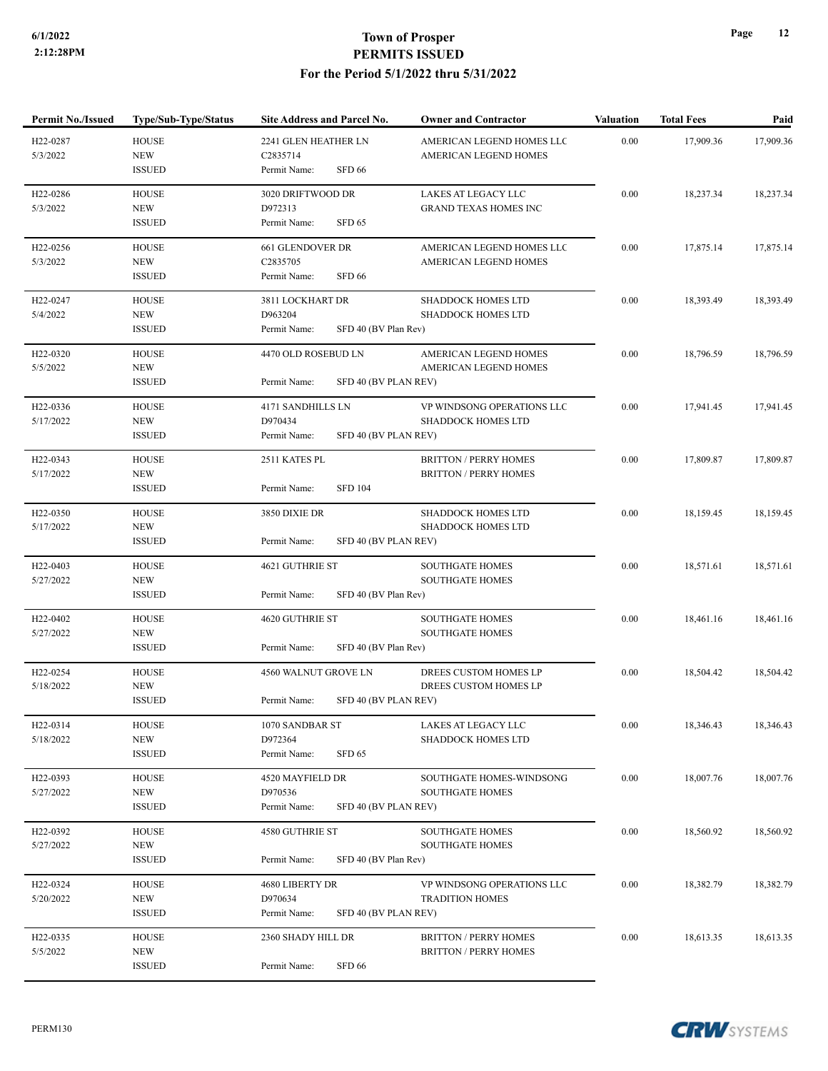# Town of Prosper
## PERMITS ISSUED
### For the Period 5/1/2022 thru 5/31/2022

6/1/2022
2:12:28PM

| Permit No./Issued | Type/Sub-Type/Status | Site Address and Parcel No. | Owner and Contractor | Valuation | Total Fees | Paid |
|---|---|---|---|---|---|---|
| H22-0287<br>5/3/2022 | HOUSE<br>NEW<br>ISSUED | 2241 GLEN HEATHER LN<br>C2835714<br>Permit Name: SFD 66 | AMERICAN LEGEND HOMES LLC<br>AMERICAN LEGEND HOMES | 0.00 | 17,909.36 | 17,909.36 |
| H22-0286<br>5/3/2022 | HOUSE<br>NEW<br>ISSUED | 3020 DRIFTWOOD DR<br>D972313<br>Permit Name: SFD 65 | LAKES AT LEGACY LLC<br>GRAND TEXAS HOMES INC | 0.00 | 18,237.34 | 18,237.34 |
| H22-0256<br>5/3/2022 | HOUSE<br>NEW<br>ISSUED | 661 GLENDOVER DR<br>C2835705<br>Permit Name: SFD 66 | AMERICAN LEGEND HOMES LLC<br>AMERICAN LEGEND HOMES | 0.00 | 17,875.14 | 17,875.14 |
| H22-0247<br>5/4/2022 | HOUSE<br>NEW<br>ISSUED | 3811 LOCKHART DR<br>D963204<br>Permit Name: SFD 40 (BV Plan Rev) | SHADDOCK HOMES LTD<br>SHADDOCK HOMES LTD | 0.00 | 18,393.49 | 18,393.49 |
| H22-0320<br>5/5/2022 | HOUSE<br>NEW<br>ISSUED | 4470 OLD ROSEBUD LN<br>Permit Name: SFD 40 (BV PLAN REV) | AMERICAN LEGEND HOMES<br>AMERICAN LEGEND HOMES | 0.00 | 18,796.59 | 18,796.59 |
| H22-0336<br>5/17/2022 | HOUSE<br>NEW<br>ISSUED | 4171 SANDHILLS LN<br>D970434<br>Permit Name: SFD 40 (BV PLAN REV) | VP WINDSONG OPERATIONS LLC<br>SHADDOCK HOMES LTD | 0.00 | 17,941.45 | 17,941.45 |
| H22-0343<br>5/17/2022 | HOUSE<br>NEW<br>ISSUED | 2511 KATES PL<br>Permit Name: SFD 104 | BRITTON / PERRY HOMES<br>BRITTON / PERRY HOMES | 0.00 | 17,809.87 | 17,809.87 |
| H22-0350<br>5/17/2022 | HOUSE<br>NEW<br>ISSUED | 3850 DIXIE DR<br>Permit Name: SFD 40 (BV PLAN REV) | SHADDOCK HOMES LTD<br>SHADDOCK HOMES LTD | 0.00 | 18,159.45 | 18,159.45 |
| H22-0403<br>5/27/2022 | HOUSE<br>NEW<br>ISSUED | 4621 GUTHRIE ST<br>Permit Name: SFD 40 (BV Plan Rev) | SOUTHGATE HOMES<br>SOUTHGATE HOMES | 0.00 | 18,571.61 | 18,571.61 |
| H22-0402<br>5/27/2022 | HOUSE<br>NEW<br>ISSUED | 4620 GUTHRIE ST<br>Permit Name: SFD 40 (BV Plan Rev) | SOUTHGATE HOMES<br>SOUTHGATE HOMES | 0.00 | 18,461.16 | 18,461.16 |
| H22-0254<br>5/18/2022 | HOUSE<br>NEW<br>ISSUED | 4560 WALNUT GROVE LN<br>Permit Name: SFD 40 (BV PLAN REV) | DREES CUSTOM HOMES LP<br>DREES CUSTOM HOMES LP | 0.00 | 18,504.42 | 18,504.42 |
| H22-0314<br>5/18/2022 | HOUSE<br>NEW<br>ISSUED | 1070 SANDBAR ST<br>D972364<br>Permit Name: SFD 65 | LAKES AT LEGACY LLC<br>SHADDOCK HOMES LTD | 0.00 | 18,346.43 | 18,346.43 |
| H22-0393<br>5/27/2022 | HOUSE<br>NEW<br>ISSUED | 4520 MAYFIELD DR<br>D970536<br>Permit Name: SFD 40 (BV PLAN REV) | SOUTHGATE HOMES-WINDSONG<br>SOUTHGATE HOMES | 0.00 | 18,007.76 | 18,007.76 |
| H22-0392<br>5/27/2022 | HOUSE<br>NEW<br>ISSUED | 4580 GUTHRIE ST<br>Permit Name: SFD 40 (BV Plan Rev) | SOUTHGATE HOMES<br>SOUTHGATE HOMES | 0.00 | 18,560.92 | 18,560.92 |
| H22-0324<br>5/20/2022 | HOUSE<br>NEW<br>ISSUED | 4680 LIBERTY DR<br>D970634<br>Permit Name: SFD 40 (BV PLAN REV) | VP WINDSONG OPERATIONS LLC<br>TRADITION HOMES | 0.00 | 18,382.79 | 18,382.79 |
| H22-0335<br>5/5/2022 | HOUSE<br>NEW<br>ISSUED | 2360 SHADY HILL DR<br>Permit Name: SFD 66 | BRITTON / PERRY HOMES<br>BRITTON / PERRY HOMES | 0.00 | 18,613.35 | 18,613.35 |

PERM130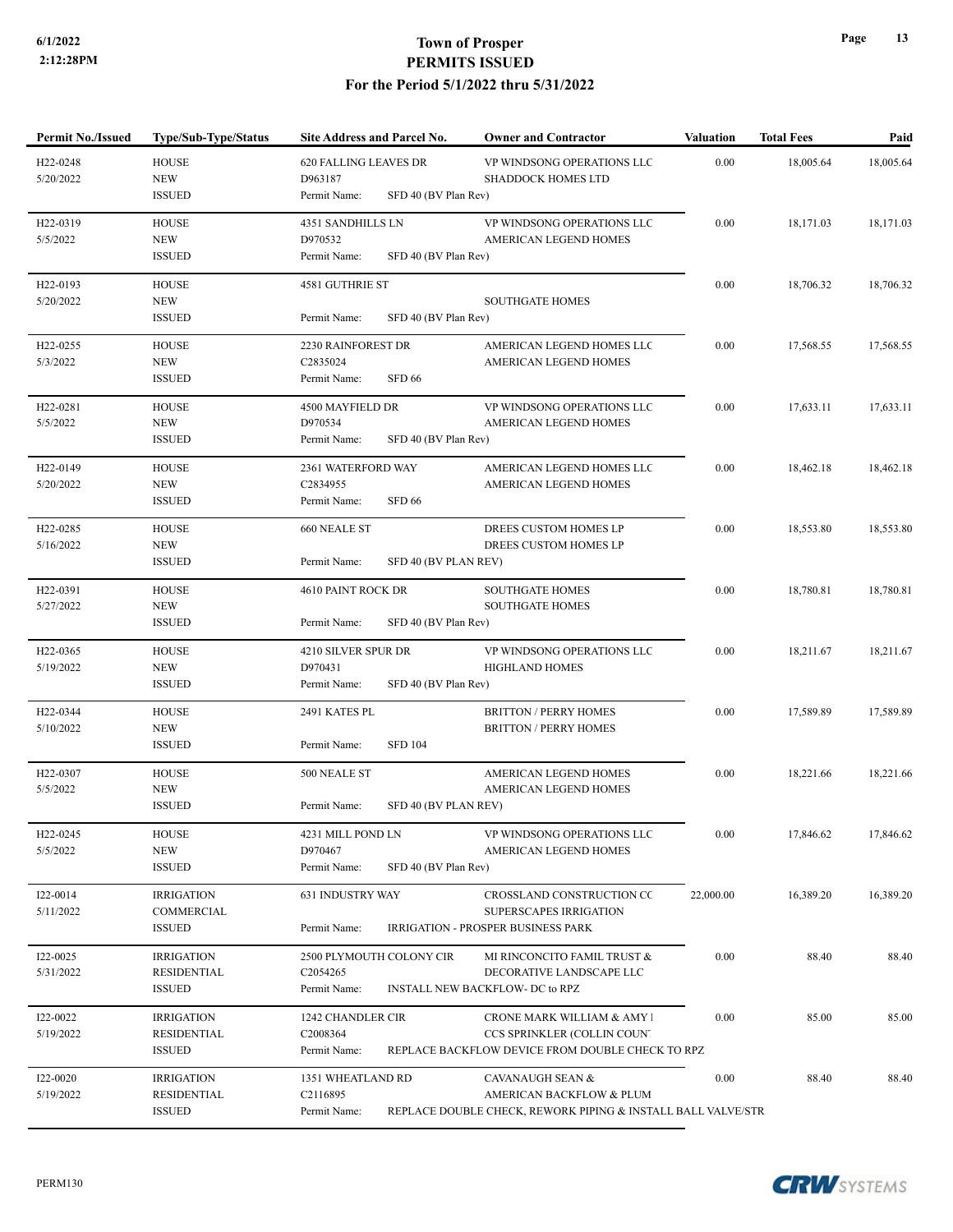# Town of Prosper
## PERMITS ISSUED
### For the Period 5/1/2022 thru 5/31/2022

| Permit No./Issued | Type/Sub-Type/Status | Site Address and Parcel No. | Owner and Contractor | Valuation | Total Fees | Paid |
|---|---|---|---|---|---|---|
| H22-0248<br>5/20/2022 | HOUSE<br>NEW<br>ISSUED | 620 FALLING LEAVES DR<br>D963187<br>Permit Name: SFD 40 (BV Plan Rev) | VP WINDSONG OPERATIONS LLC<br>SHADDOCK HOMES LTD | 0.00 | 18,005.64 | 18,005.64 |
| H22-0319<br>5/5/2022 | HOUSE<br>NEW<br>ISSUED | 4351 SANDHILLS LN<br>D970532<br>Permit Name: SFD 40 (BV Plan Rev) | VP WINDSONG OPERATIONS LLC<br>AMERICAN LEGEND HOMES | 0.00 | 18,171.03 | 18,171.03 |
| H22-0193<br>5/20/2022 | HOUSE<br>NEW<br>ISSUED | 4581 GUTHRIE ST<br>Permit Name: SFD 40 (BV Plan Rev) | SOUTHGATE HOMES | 0.00 | 18,706.32 | 18,706.32 |
| H22-0255<br>5/3/2022 | HOUSE<br>NEW<br>ISSUED | 2230 RAINFOREST DR<br>C2835024<br>Permit Name: SFD 66 | AMERICAN LEGEND HOMES LLC<br>AMERICAN LEGEND HOMES | 0.00 | 17,568.55 | 17,568.55 |
| H22-0281<br>5/5/2022 | HOUSE<br>NEW<br>ISSUED | 4500 MAYFIELD DR<br>D970534<br>Permit Name: SFD 40 (BV Plan Rev) | VP WINDSONG OPERATIONS LLC<br>AMERICAN LEGEND HOMES | 0.00 | 17,633.11 | 17,633.11 |
| H22-0149<br>5/20/2022 | HOUSE<br>NEW<br>ISSUED | 2361 WATERFORD WAY<br>C2834955<br>Permit Name: SFD 66 | AMERICAN LEGEND HOMES LLC<br>AMERICAN LEGEND HOMES | 0.00 | 18,462.18 | 18,462.18 |
| H22-0285<br>5/16/2022 | HOUSE<br>NEW<br>ISSUED | 660 NEALE ST<br>Permit Name: SFD 40 (BV PLAN REV) | DREES CUSTOM HOMES LP<br>DREES CUSTOM HOMES LP | 0.00 | 18,553.80 | 18,553.80 |
| H22-0391<br>5/27/2022 | HOUSE<br>NEW<br>ISSUED | 4610 PAINT ROCK DR<br>Permit Name: SFD 40 (BV Plan Rev) | SOUTHGATE HOMES<br>SOUTHGATE HOMES | 0.00 | 18,780.81 | 18,780.81 |
| H22-0365<br>5/19/2022 | HOUSE<br>NEW<br>ISSUED | 4210 SILVER SPUR DR<br>D970431<br>Permit Name: SFD 40 (BV Plan Rev) | VP WINDSONG OPERATIONS LLC<br>HIGHLAND HOMES | 0.00 | 18,211.67 | 18,211.67 |
| H22-0344<br>5/10/2022 | HOUSE<br>NEW<br>ISSUED | 2491 KATES PL<br>Permit Name: SFD 104 | BRITTON / PERRY HOMES<br>BRITTON / PERRY HOMES | 0.00 | 17,589.89 | 17,589.89 |
| H22-0307<br>5/5/2022 | HOUSE<br>NEW<br>ISSUED | 500 NEALE ST<br>Permit Name: SFD 40 (BV PLAN REV) | AMERICAN LEGEND HOMES<br>AMERICAN LEGEND HOMES | 0.00 | 18,221.66 | 18,221.66 |
| H22-0245<br>5/5/2022 | HOUSE<br>NEW<br>ISSUED | 4231 MILL POND LN<br>D970467<br>Permit Name: SFD 40 (BV Plan Rev) | VP WINDSONG OPERATIONS LLC<br>AMERICAN LEGEND HOMES | 0.00 | 17,846.62 | 17,846.62 |
| I22-0014<br>5/11/2022 | IRRIGATION<br>COMMERCIAL<br>ISSUED | 631 INDUSTRY WAY<br>Permit Name: IRRIGATION - PROSPER BUSINESS PARK | CROSSLAND CONSTRUCTION CC<br>SUPERSCAPES IRRIGATION | 22,000.00 | 16,389.20 | 16,389.20 |
| I22-0025<br>5/31/2022 | IRRIGATION<br>RESIDENTIAL<br>ISSUED | 2500 PLYMOUTH COLONY CIR<br>C2054265<br>Permit Name: INSTALL NEW BACKFLOW- DC to RPZ | MI RINCONCITO FAMIL TRUST &<br>DECORATIVE LANDSCAPE LLC | 0.00 | 88.40 | 88.40 |
| I22-0022<br>5/19/2022 | IRRIGATION<br>RESIDENTIAL<br>ISSUED | 1242 CHANDLER CIR<br>C2008364<br>Permit Name: REPLACE BACKFLOW DEVICE FROM DOUBLE CHECK TO RPZ | CRONE MARK WILLIAM & AMY I<br>CCS SPRINKLER (COLLIN COUN | 0.00 | 85.00 | 85.00 |
| I22-0020<br>5/19/2022 | IRRIGATION<br>RESIDENTIAL<br>ISSUED | 1351 WHEATLAND RD<br>C2116895<br>Permit Name: REPLACE DOUBLE CHECK, REWORK PIPING & INSTALL BALL VALVE/STR | CAVANAUGH SEAN &<br>AMERICAN BACKFLOW & PLUM | 0.00 | 88.40 | 88.40 |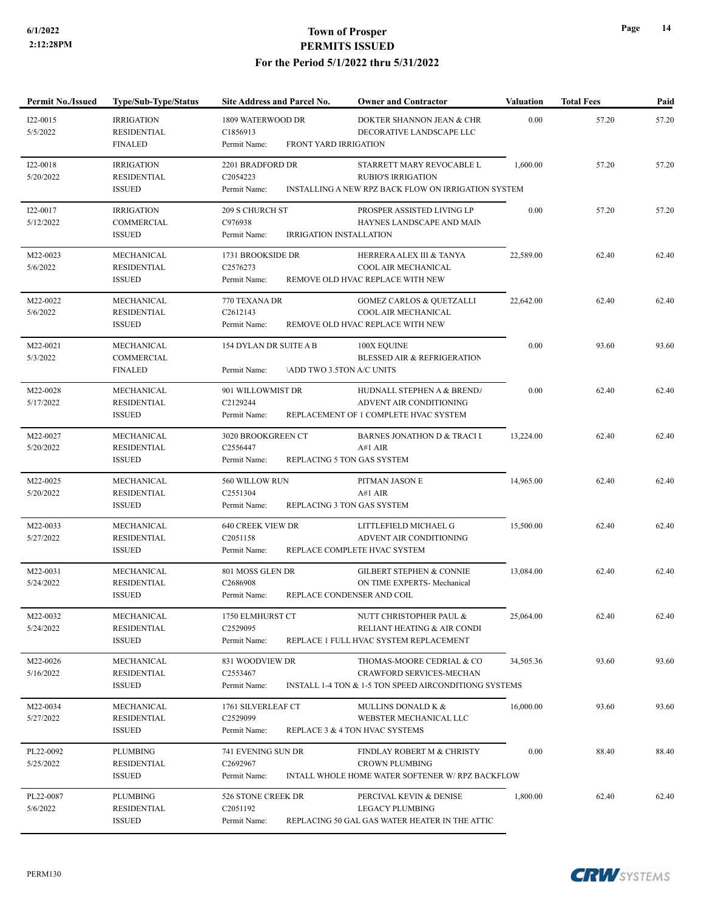# Town of Prosper
## PERMITS ISSUED
### For the Period 5/1/2022 thru 5/31/2022

| Permit No./Issued | Type/Sub-Type/Status | Site Address and Parcel No. | Owner and Contractor | Valuation | Total Fees | Paid |
|---|---|---|---|---|---|---|
| I22-0015<br>5/5/2022 | IRRIGATION<br>RESIDENTIAL<br>FINALED | 1809 WATERWOOD DR<br>C1856913<br>Permit Name: FRONT YARD IRRIGATION | DOKTER SHANNON JEAN & CHR<br>DECORATIVE LANDSCAPE LLC | 0.00 | 57.20 | 57.20 |
| I22-0018<br>5/20/2022 | IRRIGATION<br>RESIDENTIAL<br>ISSUED | 2201 BRADFORD DR<br>C2054223<br>Permit Name: INSTALLING A NEW RPZ BACK FLOW ON IRRIGATION SYSTEM | STARRETT MARY REVOCABLE L<br>RUBIO'S IRRIGATION | 1,600.00 | 57.20 | 57.20 |
| I22-0017<br>5/12/2022 | IRRIGATION<br>COMMERCIAL<br>ISSUED | 209 S CHURCH ST<br>C976938<br>Permit Name: IRRIGATION INSTALLATION | PROSPER ASSISTED LIVING LP<br>HAYNES LANDSCAPE AND MAIN | 0.00 | 57.20 | 57.20 |
| M22-0023<br>5/6/2022 | MECHANICAL<br>RESIDENTIAL<br>ISSUED | 1731 BROOKSIDE DR<br>C2576273<br>Permit Name: REMOVE OLD HVAC REPLACE WITH NEW | HERRERA ALEX III & TANYA<br>COOL AIR MECHANICAL | 22,589.00 | 62.40 | 62.40 |
| M22-0022<br>5/6/2022 | MECHANICAL<br>RESIDENTIAL<br>ISSUED | 770 TEXANA DR<br>C2612143<br>Permit Name: REMOVE OLD HVAC REPLACE WITH NEW | GOMEZ CARLOS & QUETZALLI<br>COOL AIR MECHANICAL | 22,642.00 | 62.40 | 62.40 |
| M22-0021<br>5/3/2022 | MECHANICAL<br>COMMERCIAL<br>FINALED | 154 DYLAN DR SUITE A B<br>Permit Name: \ADD TWO 3.5TON A/C UNITS | 100X EQUINE<br>BLESSED AIR & REFRIGERATION | 0.00 | 93.60 | 93.60 |
| M22-0028<br>5/17/2022 | MECHANICAL<br>RESIDENTIAL<br>ISSUED | 901 WILLOWMIST DR<br>C2129244<br>Permit Name: REPLACEMENT OF 1 COMPLETE HVAC SYSTEM | HUDNALL STEPHEN A & BRENDA<br>ADVENT AIR CONDITIONING | 0.00 | 62.40 | 62.40 |
| M22-0027<br>5/20/2022 | MECHANICAL<br>RESIDENTIAL<br>ISSUED | 3020 BROOKGREEN CT<br>C2556447<br>Permit Name: REPLACING 5 TON GAS SYSTEM | BARNES JONATHON D & TRACI L<br>A#1 AIR | 13,224.00 | 62.40 | 62.40 |
| M22-0025<br>5/20/2022 | MECHANICAL<br>RESIDENTIAL<br>ISSUED | 560 WILLOW RUN<br>C2551304<br>Permit Name: REPLACING 3 TON GAS SYSTEM | PITMAN JASON E<br>A#1 AIR | 14,965.00 | 62.40 | 62.40 |
| M22-0033<br>5/27/2022 | MECHANICAL<br>RESIDENTIAL<br>ISSUED | 640 CREEK VIEW DR<br>C2051158<br>Permit Name: REPLACE COMPLETE HVAC SYSTEM | LITTLEFIELD MICHAEL G<br>ADVENT AIR CONDITIONING | 15,500.00 | 62.40 | 62.40 |
| M22-0031<br>5/24/2022 | MECHANICAL<br>RESIDENTIAL<br>ISSUED | 801 MOSS GLEN DR<br>C2686908<br>Permit Name: REPLACE CONDENSER AND COIL | GILBERT STEPHEN & CONNIE<br>ON TIME EXPERTS- Mechanical | 13,084.00 | 62.40 | 62.40 |
| M22-0032<br>5/24/2022 | MECHANICAL<br>RESIDENTIAL<br>ISSUED | 1750 ELMHURST CT<br>C2529095<br>Permit Name: REPLACE 1 FULL HVAC SYSTEM REPLACEMENT | NUTT CHRISTOPHER PAUL &<br>RELIANT HEATING & AIR CONDI | 25,064.00 | 62.40 | 62.40 |
| M22-0026<br>5/16/2022 | MECHANICAL<br>RESIDENTIAL<br>ISSUED | 831 WOODVIEW DR<br>C2553467<br>Permit Name: INSTALL 1-4 TON & 1-5 TON SPEED AIRCONDITIONG SYSTEMS | THOMAS-MOORE CEDRIAL & CO<br>CRAWFORD SERVICES-MECHAN | 34,505.36 | 93.60 | 93.60 |
| M22-0034<br>5/27/2022 | MECHANICAL<br>RESIDENTIAL<br>ISSUED | 1761 SILVERLEAF CT<br>C2529099<br>Permit Name: REPLACE 3 & 4 TON HVAC SYSTEMS | MULLINS DONALD K &<br>WEBSTER MECHANICAL LLC | 16,000.00 | 93.60 | 93.60 |
| PL22-0092<br>5/25/2022 | PLUMBING<br>RESIDENTIAL<br>ISSUED | 741 EVENING SUN DR<br>C2692967<br>Permit Name: INTALL WHOLE HOME WATER SOFTENER W/ RPZ BACKFLOW | FINDLAY ROBERT M & CHRISTY<br>CROWN PLUMBING | 0.00 | 88.40 | 88.40 |
| PL22-0087<br>5/6/2022 | PLUMBING<br>RESIDENTIAL<br>ISSUED | 526 STONE CREEK DR<br>C2051192<br>Permit Name: REPLACING 50 GAL GAS WATER HEATER IN THE ATTIC | PERCIVAL KEVIN & DENISE<br>LEGACY PLUMBING | 1,800.00 | 62.40 | 62.40 |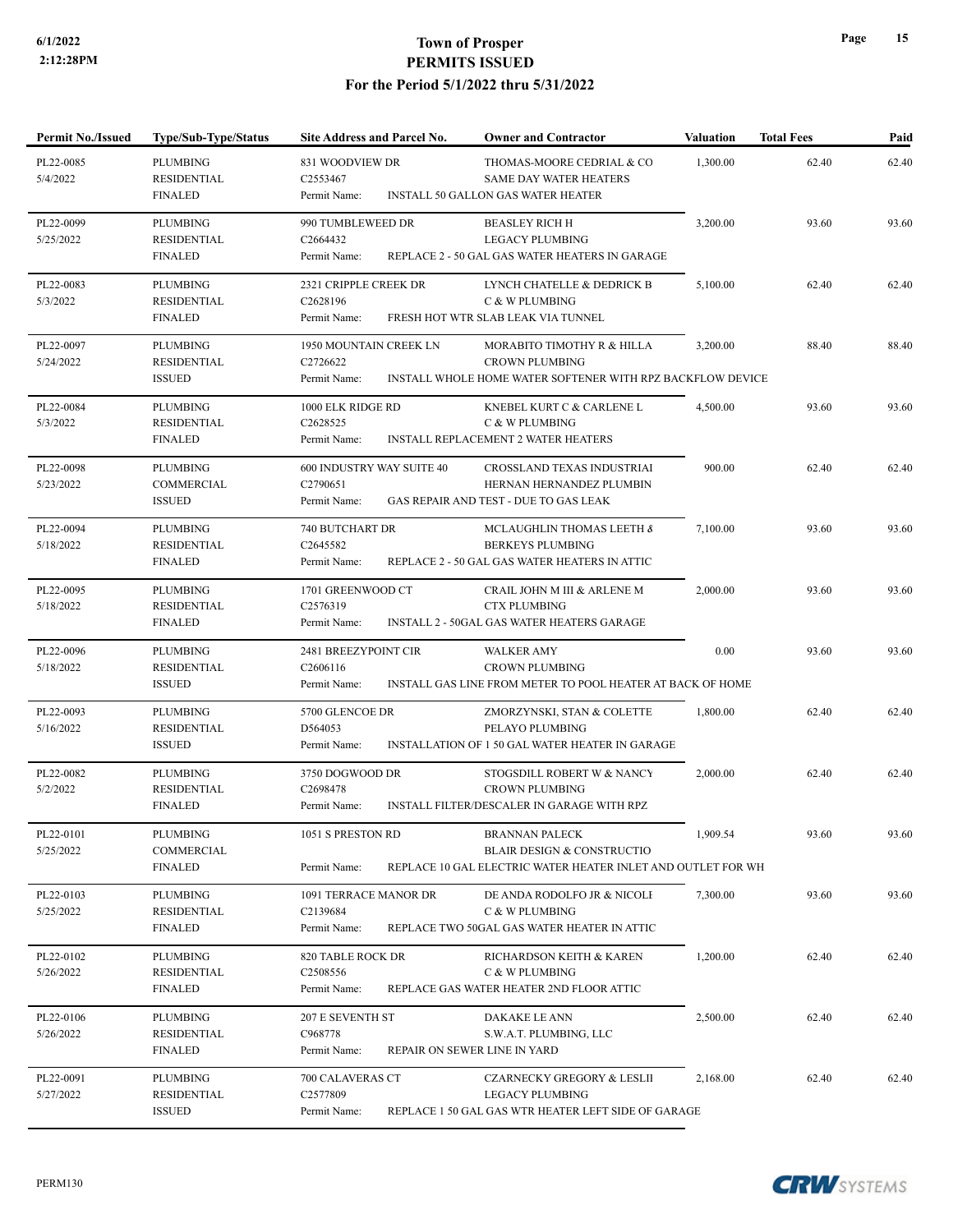# Town of Prosper
## PERMITS ISSUED
### For the Period 5/1/2022 thru 5/31/2022

| Permit No./Issued | Type/Sub-Type/Status | Site Address and Parcel No. | Owner and Contractor | Valuation | Total Fees | Paid |
|---|---|---|---|---|---|---|
| PL22-0085 5/4/2022 | PLUMBING RESIDENTIAL FINALED | 831 WOODVIEW DR C2553467 Permit Name: INSTALL 50 GALLON GAS WATER HEATER | THOMAS-MOORE CEDRIAL & CO SAME DAY WATER HEATERS | 1,300.00 | 62.40 | 62.40 |
| PL22-0099 5/25/2022 | PLUMBING RESIDENTIAL FINALED | 990 TUMBLEWEED DR C2664432 Permit Name: REPLACE 2 - 50 GAL GAS WATER HEATERS IN GARAGE | BEASLEY RICH H LEGACY PLUMBING | 3,200.00 | 93.60 | 93.60 |
| PL22-0083 5/3/2022 | PLUMBING RESIDENTIAL FINALED | 2321 CRIPPLE CREEK DR C2628196 Permit Name: FRESH HOT WTR SLAB LEAK VIA TUNNEL | LYNCH CHATELLE & DEDRICK B C & W PLUMBING | 5,100.00 | 62.40 | 62.40 |
| PL22-0097 5/24/2022 | PLUMBING RESIDENTIAL ISSUED | 1950 MOUNTAIN CREEK LN C2726622 Permit Name: INSTALL WHOLE HOME WATER SOFTENER WITH RPZ BACKFLOW DEVICE | MORABITO TIMOTHY R & HILLA CROWN PLUMBING | 3,200.00 | 88.40 | 88.40 |
| PL22-0084 5/3/2022 | PLUMBING RESIDENTIAL FINALED | 1000 ELK RIDGE RD C2628525 Permit Name: INSTALL REPLACEMENT 2 WATER HEATERS | KNEBEL KURT C & CARLENE L C & W PLUMBING | 4,500.00 | 93.60 | 93.60 |
| PL22-0098 5/23/2022 | PLUMBING COMMERCIAL ISSUED | 600 INDUSTRY WAY SUITE 40 C2790651 Permit Name: GAS REPAIR AND TEST - DUE TO GAS LEAK | CROSSLAND TEXAS INDUSTRIAI HERNAN HERNANDEZ PLUMBIN | 900.00 | 62.40 | 62.40 |
| PL22-0094 5/18/2022 | PLUMBING RESIDENTIAL FINALED | 740 BUTCHART DR C2645582 Permit Name: REPLACE 2 - 50 GAL GAS WATER HEATERS IN ATTIC | MCLAUGHLIN THOMAS LEETH & BERKEYS PLUMBING | 7,100.00 | 93.60 | 93.60 |
| PL22-0095 5/18/2022 | PLUMBING RESIDENTIAL FINALED | 1701 GREENWOOD CT C2576319 Permit Name: INSTALL 2 - 50GAL GAS WATER HEATERS GARAGE | CRAIL JOHN M III & ARLENE M CTX PLUMBING | 2,000.00 | 93.60 | 93.60 |
| PL22-0096 5/18/2022 | PLUMBING RESIDENTIAL ISSUED | 2481 BREEZYPOINT CIR C2606116 Permit Name: INSTALL GAS LINE FROM METER TO POOL HEATER AT BACK OF HOME | WALKER AMY CROWN PLUMBING | 0.00 | 93.60 | 93.60 |
| PL22-0093 5/16/2022 | PLUMBING RESIDENTIAL ISSUED | 5700 GLENCOE DR D564053 Permit Name: INSTALLATION OF 1 50 GAL WATER HEATER IN GARAGE | ZMORZYNSKI, STAN & COLETTE PELAYO PLUMBING | 1,800.00 | 62.40 | 62.40 |
| PL22-0082 5/2/2022 | PLUMBING RESIDENTIAL FINALED | 3750 DOGWOOD DR C2698478 Permit Name: INSTALL FILTER/DESCALER IN GARAGE WITH RPZ | STOGSDILL ROBERT W & NANCY CROWN PLUMBING | 2,000.00 | 62.40 | 62.40 |
| PL22-0101 5/25/2022 | PLUMBING COMMERCIAL FINALED | 1051 S PRESTON RD Permit Name: REPLACE 10 GAL ELECTRIC WATER HEATER INLET AND OUTLET FOR WH | BRANNAN PALECK BLAIR DESIGN & CONSTRUCTIO | 1,909.54 | 93.60 | 93.60 |
| PL22-0103 5/25/2022 | PLUMBING RESIDENTIAL FINALED | 1091 TERRACE MANOR DR C2139684 Permit Name: REPLACE TWO 50GAL GAS WATER HEATER IN ATTIC | DE ANDA RODOLFO JR & NICOLI C & W PLUMBING | 7,300.00 | 93.60 | 93.60 |
| PL22-0102 5/26/2022 | PLUMBING RESIDENTIAL FINALED | 820 TABLE ROCK DR C2508556 Permit Name: REPLACE GAS WATER HEATER 2ND FLOOR ATTIC | RICHARDSON KEITH & KAREN C & W PLUMBING | 1,200.00 | 62.40 | 62.40 |
| PL22-0106 5/26/2022 | PLUMBING RESIDENTIAL FINALED | 207 E SEVENTH ST C968778 Permit Name: REPAIR ON SEWER LINE IN YARD | DAKAKE LE ANN S.W.A.T. PLUMBING, LLC | 2,500.00 | 62.40 | 62.40 |
| PL22-0091 5/27/2022 | PLUMBING RESIDENTIAL ISSUED | 700 CALAVERAS CT C2577809 Permit Name: REPLACE 1 50 GAL GAS WTR HEATER LEFT SIDE OF GARAGE | CZARNECKY GREGORY & LESLII LEGACY PLUMBING | 2,168.00 | 62.40 | 62.40 |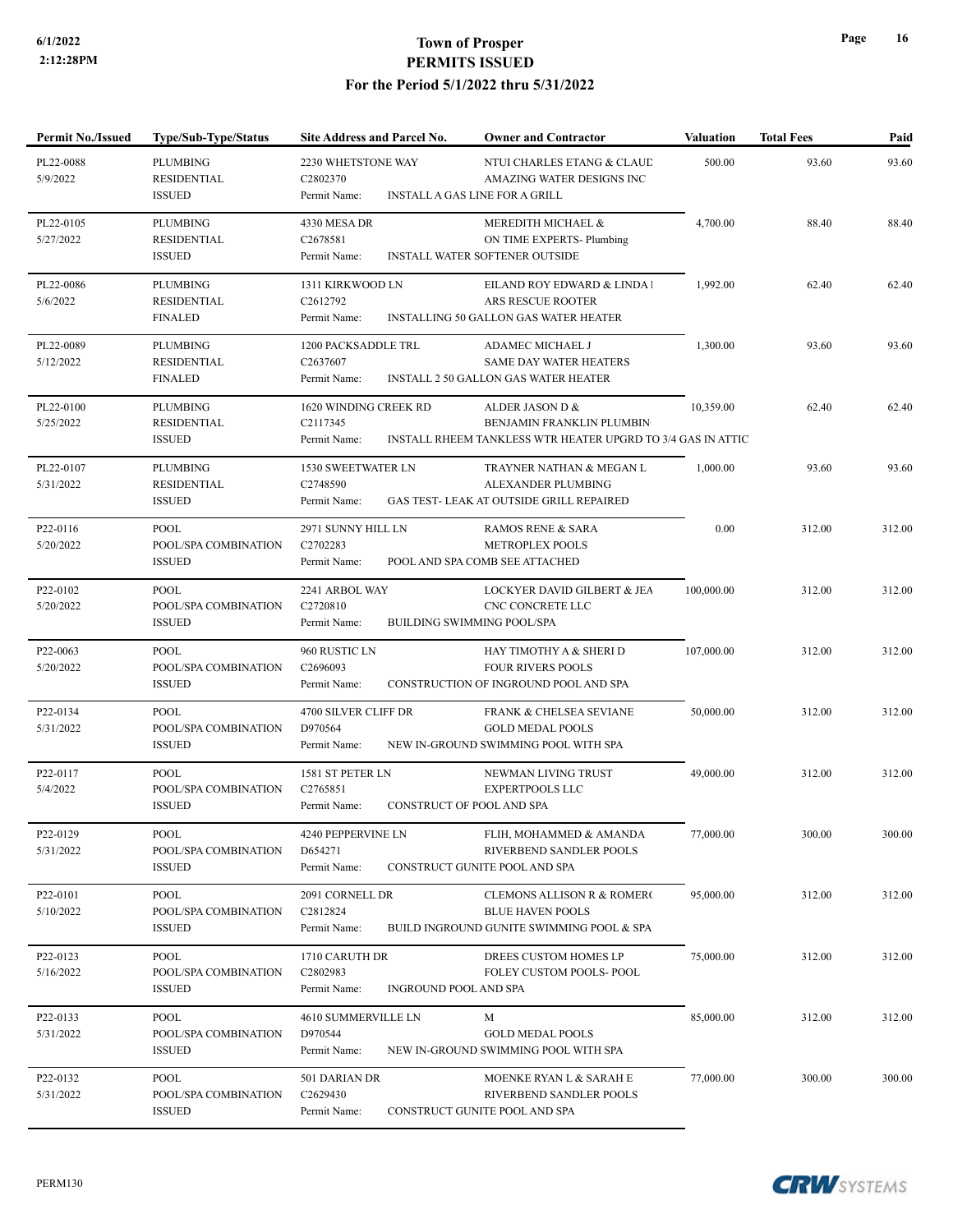# Town of Prosper
## PERMITS ISSUED
### For the Period 5/1/2022 thru 5/31/2022

| Permit No./Issued | Type/Sub-Type/Status | Site Address and Parcel No. | Owner and Contractor | Valuation | Total Fees | Paid |
|---|---|---|---|---|---|---|
| PL22-0088<br>5/9/2022 | PLUMBING<br>RESIDENTIAL<br>ISSUED | 2230 WHETSTONE WAY<br>C2802370<br>Permit Name: INSTALL A GAS LINE FOR A GRILL | NTUI CHARLES ETANG & CLAUD<br>AMAZING WATER DESIGNS INC | 500.00 | 93.60 | 93.60 |
| PL22-0105<br>5/27/2022 | PLUMBING<br>RESIDENTIAL<br>ISSUED | 4330 MESA DR<br>C2678581<br>Permit Name: INSTALL WATER SOFTENER OUTSIDE | MEREDITH MICHAEL &<br>ON TIME EXPERTS- Plumbing | 4,700.00 | 88.40 | 88.40 |
| PL22-0086<br>5/6/2022 | PLUMBING<br>RESIDENTIAL<br>FINALED | 1311 KIRKWOOD LN<br>C2612792<br>Permit Name: INSTALLING 50 GALLON GAS WATER HEATER | EILAND ROY EDWARD & LINDA I<br>ARS RESCUE ROOTER | 1,992.00 | 62.40 | 62.40 |
| PL22-0089<br>5/12/2022 | PLUMBING<br>RESIDENTIAL<br>FINALED | 1200 PACKSADDLE TRL<br>C2637607<br>Permit Name: INSTALL 2 50 GALLON GAS WATER HEATER | ADAMEC MICHAEL J<br>SAME DAY WATER HEATERS | 1,300.00 | 93.60 | 93.60 |
| PL22-0100<br>5/25/2022 | PLUMBING<br>RESIDENTIAL<br>ISSUED | 1620 WINDING CREEK RD<br>C2117345<br>Permit Name: INSTALL RHEEM TANKLESS WTR HEATER UPGRD TO 3/4 GAS IN ATTIC | ALDER JASON D &<br>BENJAMIN FRANKLIN PLUMBIN | 10,359.00 | 62.40 | 62.40 |
| PL22-0107<br>5/31/2022 | PLUMBING<br>RESIDENTIAL<br>ISSUED | 1530 SWEETWATER LN<br>C2748590<br>Permit Name: GAS TEST- LEAK AT OUTSIDE GRILL REPAIRED | TRAYNER NATHAN & MEGAN L<br>ALEXANDER PLUMBING | 1,000.00 | 93.60 | 93.60 |
| P22-0116<br>5/20/2022 | POOL<br>POOL/SPA COMBINATION<br>ISSUED | 2971 SUNNY HILL LN<br>C2702283<br>Permit Name: POOL AND SPA COMB SEE ATTACHED | RAMOS RENE & SARA<br>METROPLEX POOLS | 0.00 | 312.00 | 312.00 |
| P22-0102<br>5/20/2022 | POOL<br>POOL/SPA COMBINATION<br>ISSUED | 2241 ARBOL WAY<br>C2720810<br>Permit Name: BUILDING SWIMMING POOL/SPA | LOCKYER DAVID GILBERT & JEA<br>CNC CONCRETE LLC | 100,000.00 | 312.00 | 312.00 |
| P22-0063<br>5/20/2022 | POOL<br>POOL/SPA COMBINATION<br>ISSUED | 960 RUSTIC LN<br>C2696093<br>Permit Name: CONSTRUCTION OF INGROUND POOL AND SPA | HAY TIMOTHY A & SHERI D<br>FOUR RIVERS POOLS | 107,000.00 | 312.00 | 312.00 |
| P22-0134<br>5/31/2022 | POOL<br>POOL/SPA COMBINATION<br>ISSUED | 4700 SILVER CLIFF DR<br>D970564<br>Permit Name: NEW IN-GROUND SWIMMING POOL WITH SPA | FRANK & CHELSEA SEVIANE<br>GOLD MEDAL POOLS | 50,000.00 | 312.00 | 312.00 |
| P22-0117<br>5/4/2022 | POOL<br>POOL/SPA COMBINATION<br>ISSUED | 1581 ST PETER LN<br>C2765851<br>Permit Name: CONSTRUCT OF POOL AND SPA | NEWMAN LIVING TRUST<br>EXPERTPOOLS LLC | 49,000.00 | 312.00 | 312.00 |
| P22-0129<br>5/31/2022 | POOL<br>POOL/SPA COMBINATION<br>ISSUED | 4240 PEPPERVINE LN<br>D654271<br>Permit Name: CONSTRUCT GUNITE POOL AND SPA | FLIH, MOHAMMED & AMANDA<br>RIVERBEND SANDLER POOLS | 77,000.00 | 300.00 | 300.00 |
| P22-0101<br>5/10/2022 | POOL<br>POOL/SPA COMBINATION<br>ISSUED | 2091 CORNELL DR<br>C2812824<br>Permit Name: BUILD INGROUND GUNITE SWIMMING POOL & SPA | CLEMONS ALLISON R & ROMERO<br>BLUE HAVEN POOLS | 95,000.00 | 312.00 | 312.00 |
| P22-0123<br>5/16/2022 | POOL<br>POOL/SPA COMBINATION<br>ISSUED | 1710 CARUTH DR<br>C2802983<br>Permit Name: INGROUND POOL AND SPA | DREES CUSTOM HOMES LP<br>FOLEY CUSTOM POOLS- POOL | 75,000.00 | 312.00 | 312.00 |
| P22-0133<br>5/31/2022 | POOL<br>POOL/SPA COMBINATION<br>ISSUED | 4610 SUMMERVILLE LN<br>D970544<br>Permit Name: NEW IN-GROUND SWIMMING POOL WITH SPA | M<br>GOLD MEDAL POOLS | 85,000.00 | 312.00 | 312.00 |
| P22-0132<br>5/31/2022 | POOL<br>POOL/SPA COMBINATION<br>ISSUED | 501 DARIAN DR<br>C2629430<br>Permit Name: CONSTRUCT GUNITE POOL AND SPA | MOENKE RYAN L & SARAH E<br>RIVERBEND SANDLER POOLS | 77,000.00 | 300.00 | 300.00 |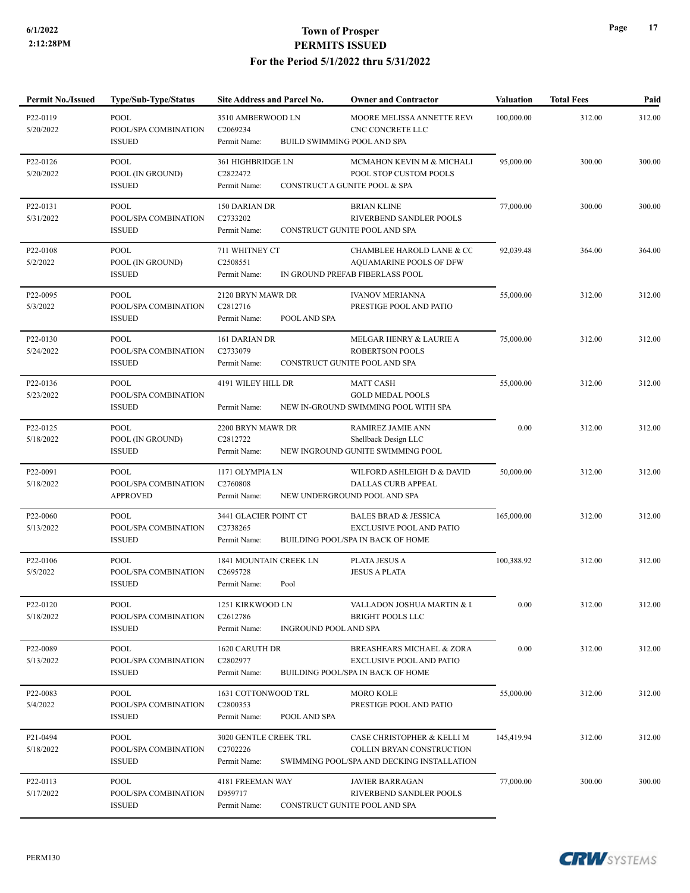# Town of Prosper
## PERMITS ISSUED
### For the Period 5/1/2022 thru 5/31/2022

| Permit No./Issued | Type/Sub-Type/Status | Site Address and Parcel No. | Owner and Contractor | Valuation | Total Fees | Paid |
|---|---|---|---|---|---|---|
| P22-0119<br>5/20/2022 | POOL<br>POOL/SPA COMBINATION<br>ISSUED | 3510 AMBERWOOD LN<br>C2069234<br>Permit Name: BUILD SWIMMING POOL AND SPA | MOORE MELISSA ANNETTE REV(<br>CNC CONCRETE LLC | 100,000.00 | 312.00 | 312.00 |
| P22-0126<br>5/20/2022 | POOL<br>POOL (IN GROUND)<br>ISSUED | 361 HIGHBRIDGE LN<br>C2822472<br>Permit Name: CONSTRUCT A GUNITE POOL & SPA | MCMAHON KEVIN M & MICHALI<br>POOL STOP CUSTOM POOLS | 95,000.00 | 300.00 | 300.00 |
| P22-0131<br>5/31/2022 | POOL<br>POOL/SPA COMBINATION<br>ISSUED | 150 DARIAN DR<br>C2733202<br>Permit Name: CONSTRUCT GUNITE POOL AND SPA | BRIAN KLINE<br>RIVERBEND SANDLER POOLS | 77,000.00 | 300.00 | 300.00 |
| P22-0108<br>5/2/2022 | POOL<br>POOL (IN GROUND)<br>ISSUED | 711 WHITNEY CT<br>C2508551<br>Permit Name: IN GROUND PREFAB FIBERLASS POOL | CHAMBLEE HAROLD LANE & CC<br>AQUAMARINE POOLS OF DFW | 92,039.48 | 364.00 | 364.00 |
| P22-0095<br>5/3/2022 | POOL<br>POOL/SPA COMBINATION<br>ISSUED | 2120 BRYN MAWR DR<br>C2812716<br>Permit Name: POOL AND SPA | IVANOV MERIANNA<br>PRESTIGE POOL AND PATIO | 55,000.00 | 312.00 | 312.00 |
| P22-0130<br>5/24/2022 | POOL<br>POOL/SPA COMBINATION<br>ISSUED | 161 DARIAN DR<br>C2733079<br>Permit Name: CONSTRUCT GUNITE POOL AND SPA | MELGAR HENRY & LAURIE A<br>ROBERTSON POOLS | 75,000.00 | 312.00 | 312.00 |
| P22-0136<br>5/23/2022 | POOL<br>POOL/SPA COMBINATION<br>ISSUED | 4191 WILEY HILL DR<br>Permit Name: NEW IN-GROUND SWIMMING POOL WITH SPA | MATT CASH<br>GOLD MEDAL POOLS | 55,000.00 | 312.00 | 312.00 |
| P22-0125<br>5/18/2022 | POOL<br>POOL (IN GROUND)<br>ISSUED | 2200 BRYN MAWR DR<br>C2812722<br>Permit Name: NEW INGROUND GUNITE SWIMMING POOL | RAMIREZ JAMIE ANN<br>Shellback Design LLC | 0.00 | 312.00 | 312.00 |
| P22-0091<br>5/18/2022 | POOL<br>POOL/SPA COMBINATION<br>APPROVED | 1171 OLYMPIA LN<br>C2760808<br>Permit Name: NEW UNDERGROUND POOL AND SPA | WILFORD ASHLEIGH D & DAVID<br>DALLAS CURB APPEAL | 50,000.00 | 312.00 | 312.00 |
| P22-0060<br>5/13/2022 | POOL<br>POOL/SPA COMBINATION<br>ISSUED | 3441 GLACIER POINT CT<br>C2738265<br>Permit Name: BUILDING POOL/SPA IN BACK OF HOME | BALES BRAD & JESSICA<br>EXCLUSIVE POOL AND PATIO | 165,000.00 | 312.00 | 312.00 |
| P22-0106<br>5/5/2022 | POOL<br>POOL/SPA COMBINATION<br>ISSUED | 1841 MOUNTAIN CREEK LN<br>C2695728<br>Permit Name: Pool | PLATA JESUS A<br>JESUS A PLATA | 100,388.92 | 312.00 | 312.00 |
| P22-0120<br>5/18/2022 | POOL<br>POOL/SPA COMBINATION<br>ISSUED | 1251 KIRKWOOD LN<br>C2612786<br>Permit Name: INGROUND POOL AND SPA | VALLADON JOSHUA MARTIN & L<br>BRIGHT POOLS LLC | 0.00 | 312.00 | 312.00 |
| P22-0089<br>5/13/2022 | POOL<br>POOL/SPA COMBINATION<br>ISSUED | 1620 CARUTH DR<br>C2802977<br>Permit Name: BUILDING POOL/SPA IN BACK OF HOME | BREASHEARS MICHAEL & ZORA<br>EXCLUSIVE POOL AND PATIO | 0.00 | 312.00 | 312.00 |
| P22-0083<br>5/4/2022 | POOL<br>POOL/SPA COMBINATION<br>ISSUED | 1631 COTTONWOOD TRL<br>C2800353<br>Permit Name: POOL AND SPA | MORO KOLE<br>PRESTIGE POOL AND PATIO | 55,000.00 | 312.00 | 312.00 |
| P21-0494<br>5/18/2022 | POOL<br>POOL/SPA COMBINATION<br>ISSUED | 3020 GENTLE CREEK TRL<br>C2702226<br>Permit Name: SWIMMING POOL/SPA AND DECKING INSTALLATION | CASE CHRISTOPHER & KELLI M<br>COLLIN BRYAN CONSTRUCTION | 145,419.94 | 312.00 | 312.00 |
| P22-0113<br>5/17/2022 | POOL<br>POOL/SPA COMBINATION<br>ISSUED | 4181 FREEMAN WAY<br>D959717<br>Permit Name: CONSTRUCT GUNITE POOL AND SPA | JAVIER BARRAGAN<br>RIVERBEND SANDLER POOLS | 77,000.00 | 300.00 | 300.00 |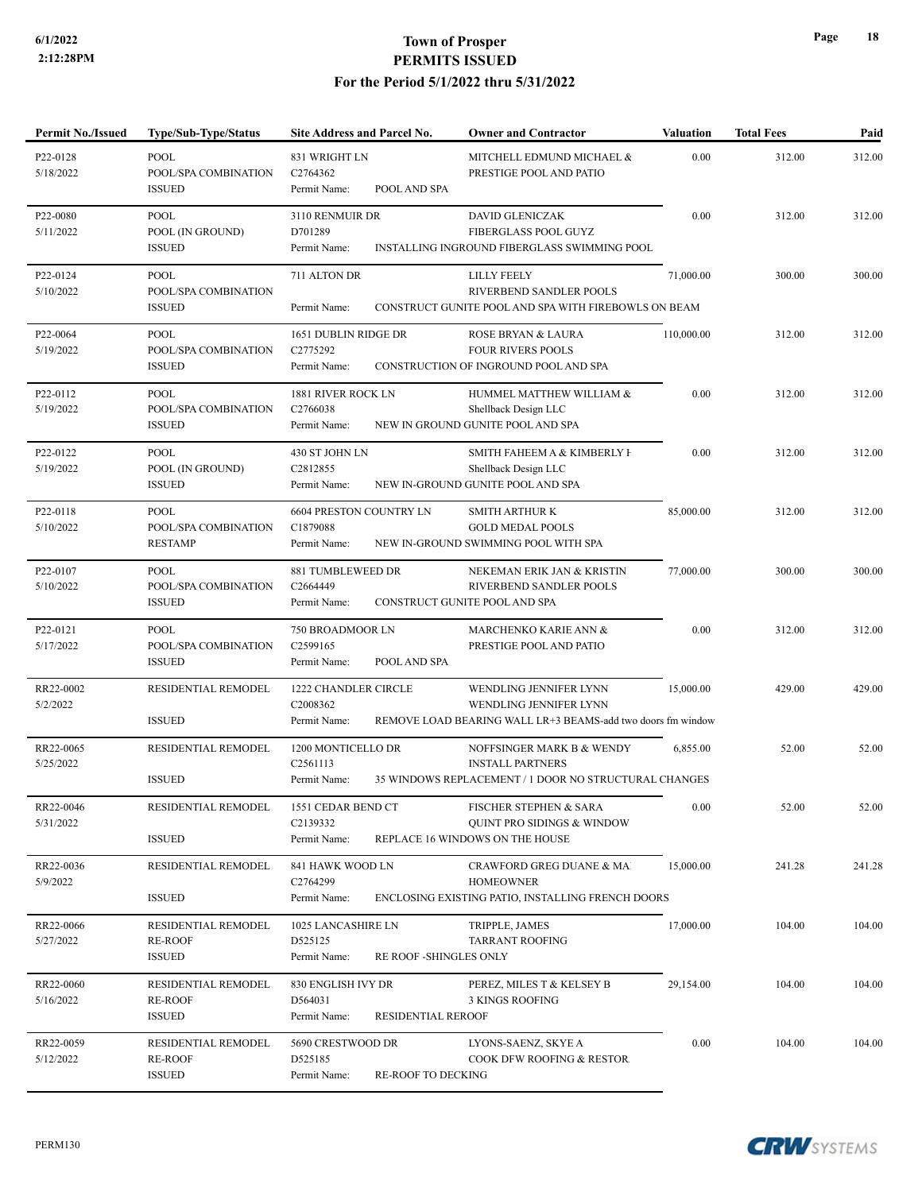# Town of Prosper
## PERMITS ISSUED
### For the Period 5/1/2022 thru 5/31/2022

| Permit No./Issued | Type/Sub-Type/Status | Site Address and Parcel No. | Owner and Contractor | Valuation | Total Fees | Paid |
|---|---|---|---|---|---|---|
| P22-0128<br>5/18/2022 | POOL<br>POOL/SPA COMBINATION<br>ISSUED | 831 WRIGHT LN<br>C2764362<br>Permit Name: POOL AND SPA | MITCHELL EDMUND MICHAEL &<br>PRESTIGE POOL AND PATIO | 0.00 | 312.00 | 312.00 |
| P22-0080<br>5/11/2022 | POOL<br>POOL (IN GROUND)<br>ISSUED | 3110 RENMUIR DR<br>D701289<br>Permit Name: INSTALLING INGROUND FIBERGLASS SWIMMING POOL | DAVID GLENICZAK<br>FIBERGLASS POOL GUYZ | 0.00 | 312.00 | 312.00 |
| P22-0124<br>5/10/2022 | POOL<br>POOL/SPA COMBINATION<br>ISSUED | 711 ALTON DR<br>Permit Name: CONSTRUCT GUNITE POOL AND SPA WITH FIREBOWLS ON BEAM | LILLY FEELY<br>RIVERBEND SANDLER POOLS | 71,000.00 | 300.00 | 300.00 |
| P22-0064<br>5/19/2022 | POOL<br>POOL/SPA COMBINATION<br>ISSUED | 1651 DUBLIN RIDGE DR<br>C2775292<br>Permit Name: CONSTRUCTION OF INGROUND POOL AND SPA | ROSE BRYAN & LAURA<br>FOUR RIVERS POOLS | 110,000.00 | 312.00 | 312.00 |
| P22-0112<br>5/19/2022 | POOL<br>POOL/SPA COMBINATION<br>ISSUED | 1881 RIVER ROCK LN<br>C2766038<br>Permit Name: NEW IN GROUND GUNITE POOL AND SPA | HUMMEL MATTHEW WILLIAM &<br>Shellback Design LLC | 0.00 | 312.00 | 312.00 |
| P22-0122<br>5/19/2022 | POOL<br>POOL (IN GROUND)<br>ISSUED | 430 ST JOHN LN<br>C2812855<br>Permit Name: NEW IN-GROUND GUNITE POOL AND SPA | SMITH FAHEEM A & KIMBERLY H<br>Shellback Design LLC | 0.00 | 312.00 | 312.00 |
| P22-0118<br>5/10/2022 | POOL<br>POOL/SPA COMBINATION<br>RESTAMP | 6604 PRESTON COUNTRY LN<br>C1879088<br>Permit Name: NEW IN-GROUND SWIMMING POOL WITH SPA | SMITH ARTHUR K<br>GOLD MEDAL POOLS | 85,000.00 | 312.00 | 312.00 |
| P22-0107<br>5/10/2022 | POOL<br>POOL/SPA COMBINATION<br>ISSUED | 881 TUMBLEWEED DR<br>C2664449<br>Permit Name: CONSTRUCT GUNITE POOL AND SPA | NEKEMAN ERIK JAN & KRISTIN<br>RIVERBEND SANDLER POOLS | 77,000.00 | 300.00 | 300.00 |
| P22-0121<br>5/17/2022 | POOL<br>POOL/SPA COMBINATION<br>ISSUED | 750 BROADMOOR LN<br>C2599165<br>Permit Name: POOL AND SPA | MARCHENKO KARIE ANN &<br>PRESTIGE POOL AND PATIO | 0.00 | 312.00 | 312.00 |
| RR22-0002<br>5/2/2022 | RESIDENTIAL REMODEL<br><br>ISSUED | 1222 CHANDLER CIRCLE<br>C2008362<br>Permit Name: REMOVE LOAD BEARING WALL LR+3 BEAMS-add two doors fm window | WENDLING JENNIFER LYNN<br>WENDLING JENNIFER LYNN | 15,000.00 | 429.00 | 429.00 |
| RR22-0065<br>5/25/2022 | RESIDENTIAL REMODEL<br><br>ISSUED | 1200 MONTICELLO DR<br>C2561113<br>Permit Name: 35 WINDOWS REPLACEMENT / 1 DOOR NO STRUCTURAL CHANGES | NOFFSINGER MARK B & WENDY<br>INSTALL PARTNERS | 6,855.00 | 52.00 | 52.00 |
| RR22-0046<br>5/31/2022 | RESIDENTIAL REMODEL<br><br>ISSUED | 1551 CEDAR BEND CT<br>C2139332<br>Permit Name: REPLACE 16 WINDOWS ON THE HOUSE | FISCHER STEPHEN & SARA<br>QUINT PRO SIDINGS & WINDOW | 0.00 | 52.00 | 52.00 |
| RR22-0036<br>5/9/2022 | RESIDENTIAL REMODEL<br><br>ISSUED | 841 HAWK WOOD LN<br>C2764299<br>Permit Name: ENCLOSING EXISTING PATIO, INSTALLING FRENCH DOORS | CRAWFORD GREG DUANE & MA<br>HOMEOWNER | 15,000.00 | 241.28 | 241.28 |
| RR22-0066<br>5/27/2022 | RESIDENTIAL REMODEL<br>RE-ROOF<br>ISSUED | 1025 LANCASHIRE LN<br>D525125<br>Permit Name: RE ROOF -SHINGLES ONLY | TRIPPLE, JAMES<br>TARRANT ROOFING | 17,000.00 | 104.00 | 104.00 |
| RR22-0060<br>5/16/2022 | RESIDENTIAL REMODEL<br>RE-ROOF<br>ISSUED | 830 ENGLISH IVY DR<br>D564031<br>Permit Name: RESIDENTIAL REROOF | PEREZ, MILES T & KELSEY B<br>3 KINGS ROOFING | 29,154.00 | 104.00 | 104.00 |
| RR22-0059<br>5/12/2022 | RESIDENTIAL REMODEL<br>RE-ROOF<br>ISSUED | 5690 CRESTWOOD DR<br>D525185<br>Permit Name: RE-ROOF TO DECKING | LYONS-SAENZ, SKYE A<br>COOK DFW ROOFING & RESTOR | 0.00 | 104.00 | 104.00 |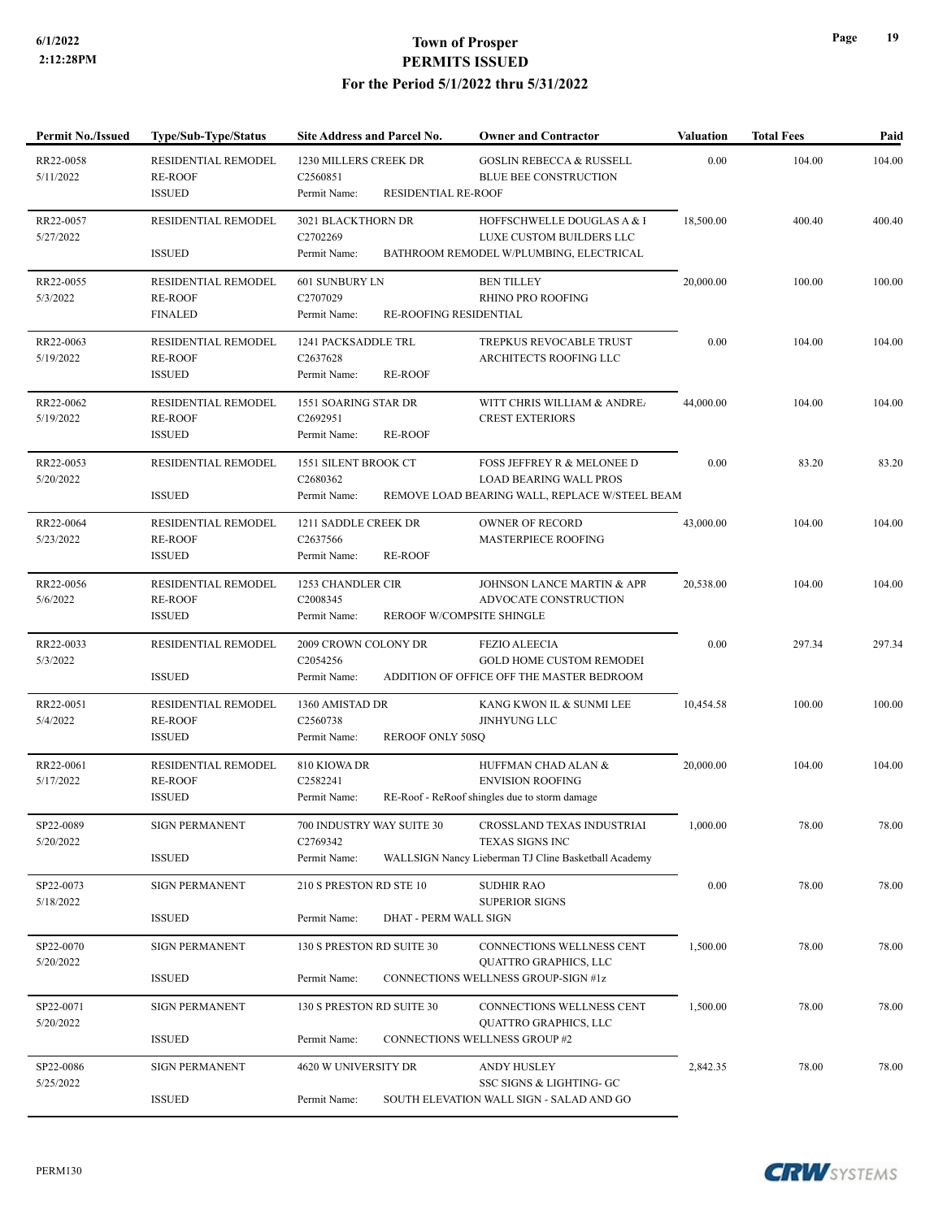# Town of Prosper
## PERMITS ISSUED
### For the Period 5/1/2022 thru 5/31/2022

| Permit No./Issued | Type/Sub-Type/Status | Site Address and Parcel No. | Owner and Contractor | Valuation | Total Fees | Paid |
|---|---|---|---|---|---|---|
| RR22-0058<br>5/11/2022 | RESIDENTIAL REMODEL<br>RE-ROOF<br>ISSUED | 1230 MILLERS CREEK DR<br>C2560851<br>Permit Name: RESIDENTIAL RE-ROOF | GOSLIN REBECCA & RUSSELL<br>BLUE BEE CONSTRUCTION | 0.00 | 104.00 | 104.00 |
| RR22-0057<br>5/27/2022 | RESIDENTIAL REMODEL<br><br>ISSUED | 3021 BLACKTHORN DR<br>C2702269<br>Permit Name: BATHROOM REMODEL W/PLUMBING, ELECTRICAL | HOFFSCHWELLE DOUGLAS A & I<br>LUXE CUSTOM BUILDERS LLC | 18,500.00 | 400.40 | 400.40 |
| RR22-0055<br>5/3/2022 | RESIDENTIAL REMODEL<br>RE-ROOF<br>FINALED | 601 SUNBURY LN<br>C2707029<br>Permit Name: RE-ROOFING RESIDENTIAL | BEN TILLEY<br>RHINO PRO ROOFING | 20,000.00 | 100.00 | 100.00 |
| RR22-0063<br>5/19/2022 | RESIDENTIAL REMODEL<br>RE-ROOF<br>ISSUED | 1241 PACKSADDLE TRL<br>C2637628<br>Permit Name: RE-ROOF | TREPKUS REVOCABLE TRUST<br>ARCHITECTS ROOFING LLC | 0.00 | 104.00 | 104.00 |
| RR22-0062<br>5/19/2022 | RESIDENTIAL REMODEL<br>RE-ROOF<br>ISSUED | 1551 SOARING STAR DR<br>C2692951<br>Permit Name: RE-ROOF | WITT CHRIS WILLIAM & ANDREA<br>CREST EXTERIORS | 44,000.00 | 104.00 | 104.00 |
| RR22-0053<br>5/20/2022 | RESIDENTIAL REMODEL<br><br>ISSUED | 1551 SILENT BROOK CT<br>C2680362<br>Permit Name: REMOVE LOAD BEARING WALL, REPLACE W/STEEL BEAM | FOSS JEFFREY R & MELONEE D<br>LOAD BEARING WALL PROS | 0.00 | 83.20 | 83.20 |
| RR22-0064<br>5/23/2022 | RESIDENTIAL REMODEL<br>RE-ROOF<br>ISSUED | 1211 SADDLE CREEK DR<br>C2637566<br>Permit Name: RE-ROOF | OWNER OF RECORD<br>MASTERPIECE ROOFING | 43,000.00 | 104.00 | 104.00 |
| RR22-0056<br>5/6/2022 | RESIDENTIAL REMODEL<br>RE-ROOF<br>ISSUED | 1253 CHANDLER CIR<br>C2008345<br>Permit Name: REROOF W/COMPSITE SHINGLE | JOHNSON LANCE MARTIN & APR<br>ADVOCATE CONSTRUCTION | 20,538.00 | 104.00 | 104.00 |
| RR22-0033<br>5/3/2022 | RESIDENTIAL REMODEL<br><br>ISSUED | 2009 CROWN COLONY DR<br>C2054256<br>Permit Name: ADDITION OF OFFICE OFF THE MASTER BEDROOM | FEZIO ALEECIA<br>GOLD HOME CUSTOM REMODEI | 0.00 | 297.34 | 297.34 |
| RR22-0051<br>5/4/2022 | RESIDENTIAL REMODEL<br>RE-ROOF<br>ISSUED | 1360 AMISTAD DR<br>C2560738<br>Permit Name: REROOF ONLY 50SQ | KANG KWON IL & SUNMI LEE<br>JINHYUNG LLC | 10,454.58 | 100.00 | 100.00 |
| RR22-0061<br>5/17/2022 | RESIDENTIAL REMODEL<br>RE-ROOF<br>ISSUED | 810 KIOWA DR<br>C2582241<br>Permit Name: RE-Roof - ReRoof shingles due to storm damage | HUFFMAN CHAD ALAN &<br>ENVISION ROOFING | 20,000.00 | 104.00 | 104.00 |
| SP22-0089<br>5/20/2022 | SIGN PERMANENT<br><br>ISSUED | 700 INDUSTRY WAY SUITE 30<br>C2769342<br>Permit Name: WALLSIGN Nancy Lieberman TJ Cline Basketball Academy | CROSSLAND TEXAS INDUSTRIAI<br>TEXAS SIGNS INC | 1,000.00 | 78.00 | 78.00 |
| SP22-0073<br>5/18/2022 | SIGN PERMANENT<br><br>ISSUED | 210 S PRESTON RD STE 10<br><br>Permit Name: DHAT - PERM WALL SIGN | SUDHIR RAO<br>SUPERIOR SIGNS | 0.00 | 78.00 | 78.00 |
| SP22-0070<br>5/20/2022 | SIGN PERMANENT<br><br>ISSUED | 130 S PRESTON RD SUITE 30<br><br>Permit Name: CONNECTIONS WELLNESS GROUP-SIGN #1z | CONNECTIONS WELLNESS CENT<br>QUATTRO GRAPHICS, LLC | 1,500.00 | 78.00 | 78.00 |
| SP22-0071<br>5/20/2022 | SIGN PERMANENT<br><br>ISSUED | 130 S PRESTON RD SUITE 30<br><br>Permit Name: CONNECTIONS WELLNESS GROUP #2 | CONNECTIONS WELLNESS CENT<br>QUATTRO GRAPHICS, LLC | 1,500.00 | 78.00 | 78.00 |
| SP22-0086<br>5/25/2022 | SIGN PERMANENT<br><br>ISSUED | 4620 W UNIVERSITY DR<br><br>Permit Name: SOUTH ELEVATION WALL SIGN - SALAD AND GO | ANDY HUSLEY<br>SSC SIGNS & LIGHTING- GC | 2,842.35 | 78.00 | 78.00 |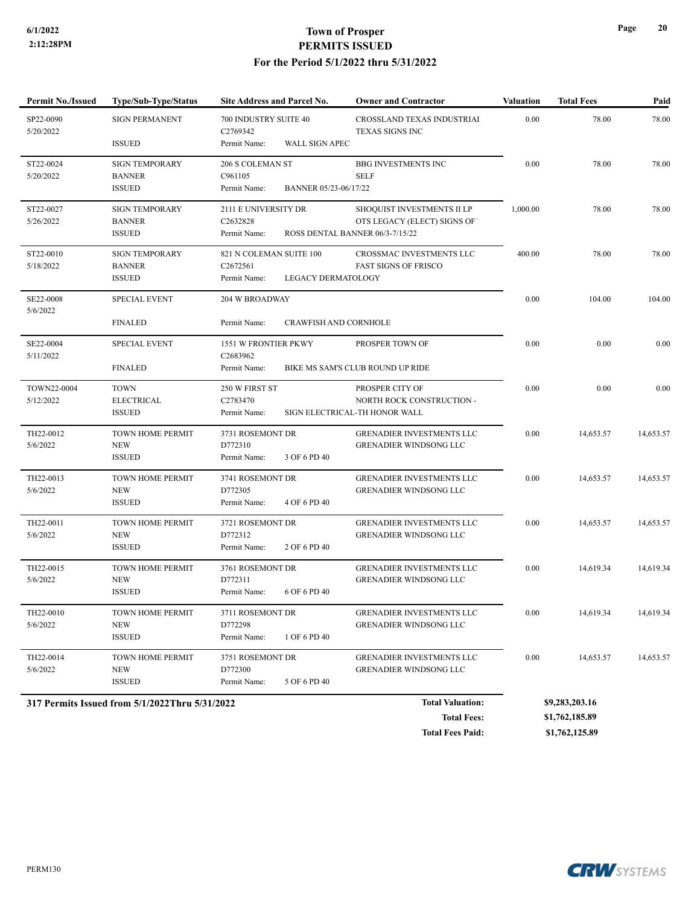# Town of Prosper
## PERMITS ISSUED
### For the Period 5/1/2022 thru 5/31/2022

| Permit No./Issued | Type/Sub-Type/Status | Site Address and Parcel No. | Owner and Contractor | Valuation | Total Fees | Paid |
|---|---|---|---|---|---|---|
| SP22-0090 5/20/2022 | SIGN PERMANENT ISSUED | 700 INDUSTRY SUITE 40 C2769342 Permit Name: WALL SIGN APEC | CROSSLAND TEXAS INDUSTRIAI TEXAS SIGNS INC | 0.00 | 78.00 | 78.00 |
| ST22-0024 5/20/2022 | SIGN TEMPORARY BANNER ISSUED | 206 S COLEMAN ST C961105 Permit Name: BANNER 05/23-06/17/22 | BBG INVESTMENTS INC SELF | 0.00 | 78.00 | 78.00 |
| ST22-0027 5/26/2022 | SIGN TEMPORARY BANNER ISSUED | 2111 E UNIVERSITY DR C2632828 Permit Name: ROSS DENTAL BANNER 06/3-7/15/22 | SHOQUIST INVESTMENTS II LP OTS LEGACY (ELECT) SIGNS OF | 1,000.00 | 78.00 | 78.00 |
| ST22-0010 5/18/2022 | SIGN TEMPORARY BANNER ISSUED | 821 N COLEMAN SUITE 100 C2672561 Permit Name: LEGACY DERMATOLOGY | CROSSMAC INVESTMENTS LLC FAST SIGNS OF FRISCO | 400.00 | 78.00 | 78.00 |
| SE22-0008 5/6/2022 | SPECIAL EVENT FINALED | 204 W BROADWAY Permit Name: CRAWFISH AND CORNHOLE | | 0.00 | 104.00 | 104.00 |
| SE22-0004 5/11/2022 | SPECIAL EVENT FINALED | 1551 W FRONTIER PKWY C2683962 Permit Name: BIKE MS SAM'S CLUB ROUND UP RIDE | PROSPER TOWN OF | 0.00 | 0.00 | 0.00 |
| TOWN22-0004 5/12/2022 | TOWN ELECTRICAL ISSUED | 250 W FIRST ST C2783470 Permit Name: SIGN ELECTRICAL-TH HONOR WALL | PROSPER CITY OF NORTH ROCK CONSTRUCTION - | 0.00 | 0.00 | 0.00 |
| TH22-0012 5/6/2022 | TOWN HOME PERMIT NEW ISSUED | 3731 ROSEMONT DR D772310 Permit Name: 3 OF 6 PD 40 | GRENADIER INVESTMENTS LLC GRENADIER WINDSONG LLC | 0.00 | 14,653.57 | 14,653.57 |
| TH22-0013 5/6/2022 | TOWN HOME PERMIT NEW ISSUED | 3741 ROSEMONT DR D772305 Permit Name: 4 OF 6 PD 40 | GRENADIER INVESTMENTS LLC GRENADIER WINDSONG LLC | 0.00 | 14,653.57 | 14,653.57 |
| TH22-0011 5/6/2022 | TOWN HOME PERMIT NEW ISSUED | 3721 ROSEMONT DR D772312 Permit Name: 2 OF 6 PD 40 | GRENADIER INVESTMENTS LLC GRENADIER WINDSONG LLC | 0.00 | 14,653.57 | 14,653.57 |
| TH22-0015 5/6/2022 | TOWN HOME PERMIT NEW ISSUED | 3761 ROSEMONT DR D772311 Permit Name: 6 OF 6 PD 40 | GRENADIER INVESTMENTS LLC GRENADIER WINDSONG LLC | 0.00 | 14,619.34 | 14,619.34 |
| TH22-0010 5/6/2022 | TOWN HOME PERMIT NEW ISSUED | 3711 ROSEMONT DR D772298 Permit Name: 1 OF 6 PD 40 | GRENADIER INVESTMENTS LLC GRENADIER WINDSONG LLC | 0.00 | 14,619.34 | 14,619.34 |
| TH22-0014 5/6/2022 | TOWN HOME PERMIT NEW ISSUED | 3751 ROSEMONT DR D772300 Permit Name: 5 OF 6 PD 40 | GRENADIER INVESTMENTS LLC GRENADIER WINDSONG LLC | 0.00 | 14,653.57 | 14,653.57 |

**317 Permits Issued from 5/1/2022Thru 5/31/2022**

| | |
|---|---|
| **Total Valuation:** | **$9,283,203.16** |
| **Total Fees:** | **$1,762,185.89** |
| **Total Fees Paid:** | **$1,762,125.89** |